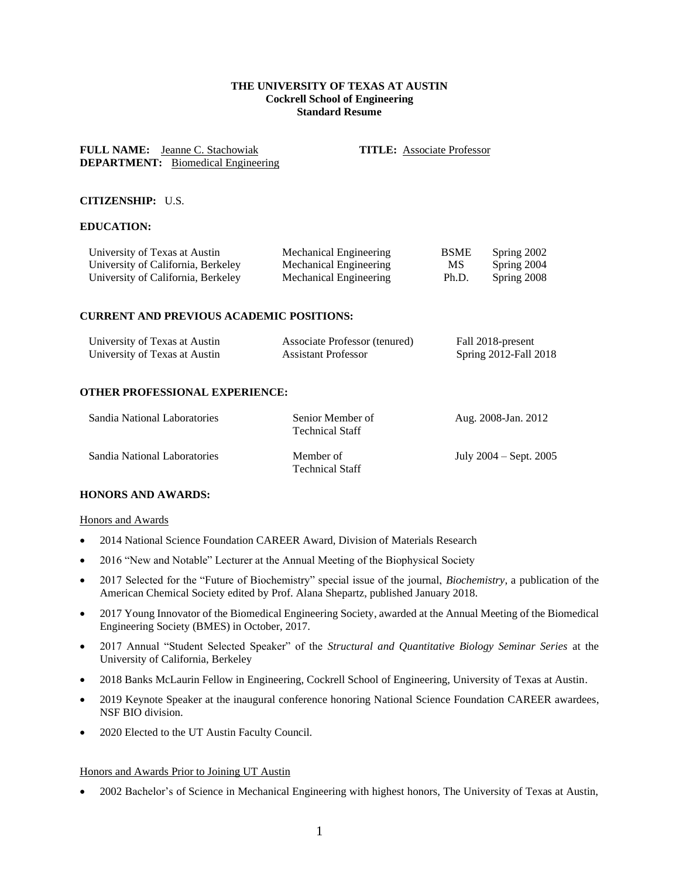**THE UNIVERSITY OF TEXAS AT AUSTIN**
**Cockrell School of Engineering**
**Standard Resume**

**FULL NAME:** Jeanne C. Stachowiak **TITLE:** Associate Professor
**DEPARTMENT:** Biomedical Engineering

**CITIZENSHIP:** U.S.

**EDUCATION:**

| | | | |
|---|---|---|---|
| University of Texas at Austin | Mechanical Engineering | BSME | Spring 2002 |
| University of California, Berkeley | Mechanical Engineering | MS | Spring 2004 |
| University of California, Berkeley | Mechanical Engineering | Ph.D. | Spring 2008 |

**CURRENT AND PREVIOUS ACADEMIC POSITIONS:**

| | | |
|---|---|---|
| University of Texas at Austin | Associate Professor (tenured) | Fall 2018-present |
| University of Texas at Austin | Assistant Professor | Spring 2012-Fall 2018 |

**OTHER PROFESSIONAL EXPERIENCE:**

| | | |
|---|---|---|
| Sandia National Laboratories | Senior Member of Technical Staff | Aug. 2008-Jan. 2012 |
| Sandia National Laboratories | Member of Technical Staff | July 2004 – Sept. 2005 |

**HONORS AND AWARDS:**

Honors and Awards

- 2014 National Science Foundation CAREER Award, Division of Materials Research
- 2016 "New and Notable" Lecturer at the Annual Meeting of the Biophysical Society
- 2017 Selected for the "Future of Biochemistry" special issue of the journal, *Biochemistry*, a publication of the American Chemical Society edited by Prof. Alana Shepartz, published January 2018.
- 2017 Young Innovator of the Biomedical Engineering Society, awarded at the Annual Meeting of the Biomedical Engineering Society (BMES) in October, 2017.
- 2017 Annual "Student Selected Speaker" of the *Structural and Quantitative Biology Seminar Series* at the University of California, Berkeley
- 2018 Banks McLaurin Fellow in Engineering, Cockrell School of Engineering, University of Texas at Austin.
- 2019 Keynote Speaker at the inaugural conference honoring National Science Foundation CAREER awardees, NSF BIO division.
- 2020 Elected to the UT Austin Faculty Council.

Honors and Awards Prior to Joining UT Austin

- 2002 Bachelor's of Science in Mechanical Engineering with highest honors, The University of Texas at Austin,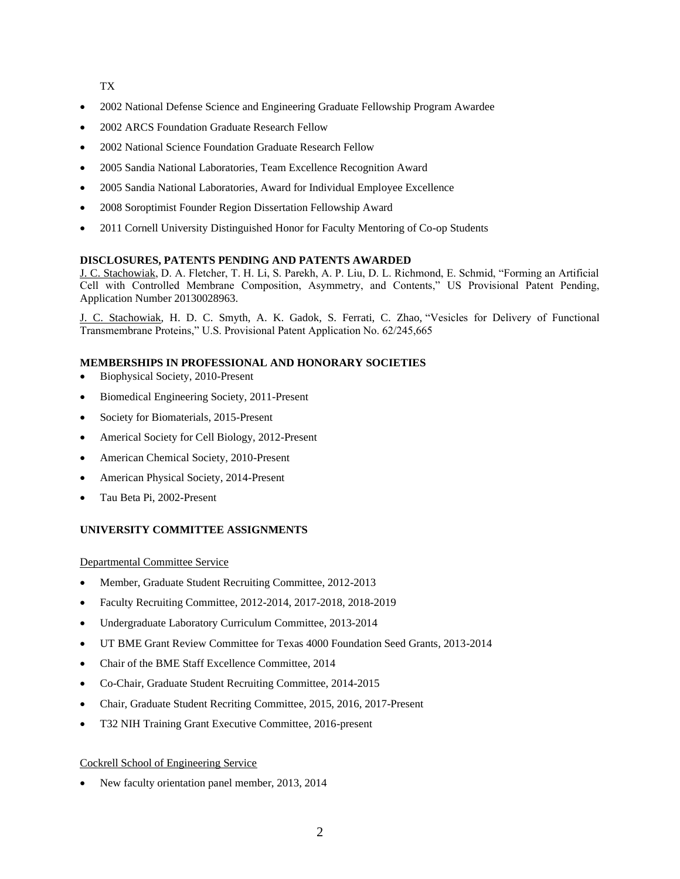TX

- 2002 National Defense Science and Engineering Graduate Fellowship Program Awardee
- 2002 ARCS Foundation Graduate Research Fellow
- 2002 National Science Foundation Graduate Research Fellow
- 2005 Sandia National Laboratories, Team Excellence Recognition Award
- 2005 Sandia National Laboratories, Award for Individual Employee Excellence
- 2008 Soroptimist Founder Region Dissertation Fellowship Award
- 2011 Cornell University Distinguished Honor for Faculty Mentoring of Co-op Students

**DISCLOSURES, PATENTS PENDING AND PATENTS AWARDED**

J. C. Stachowiak, D. A. Fletcher, T. H. Li, S. Parekh, A. P. Liu, D. L. Richmond, E. Schmid, "Forming an Artificial Cell with Controlled Membrane Composition, Asymmetry, and Contents," US Provisional Patent Pending, Application Number 20130028963.

J. C. Stachowiak, H. D. C. Smyth, A. K. Gadok, S. Ferrati, C. Zhao, "Vesicles for Delivery of Functional Transmembrane Proteins," U.S. Provisional Patent Application No. 62/245,665

**MEMBERSHIPS IN PROFESSIONAL AND HONORARY SOCIETIES**

- Biophysical Society, 2010-Present
- Biomedical Engineering Society, 2011-Present
- Society for Biomaterials, 2015-Present
- Americal Society for Cell Biology, 2012-Present
- American Chemical Society, 2010-Present
- American Physical Society, 2014-Present
- Tau Beta Pi, 2002-Present

**UNIVERSITY COMMITTEE ASSIGNMENTS**

Departmental Committee Service

- Member, Graduate Student Recruiting Committee, 2012-2013
- Faculty Recruiting Committee, 2012-2014, 2017-2018, 2018-2019
- Undergraduate Laboratory Curriculum Committee, 2013-2014
- UT BME Grant Review Committee for Texas 4000 Foundation Seed Grants, 2013-2014
- Chair of the BME Staff Excellence Committee, 2014
- Co-Chair, Graduate Student Recruiting Committee, 2014-2015
- Chair, Graduate Student Recriting Committee, 2015, 2016, 2017-Present
- T32 NIH Training Grant Executive Committee, 2016-present

Cockrell School of Engineering Service

- New faculty orientation panel member, 2013, 2014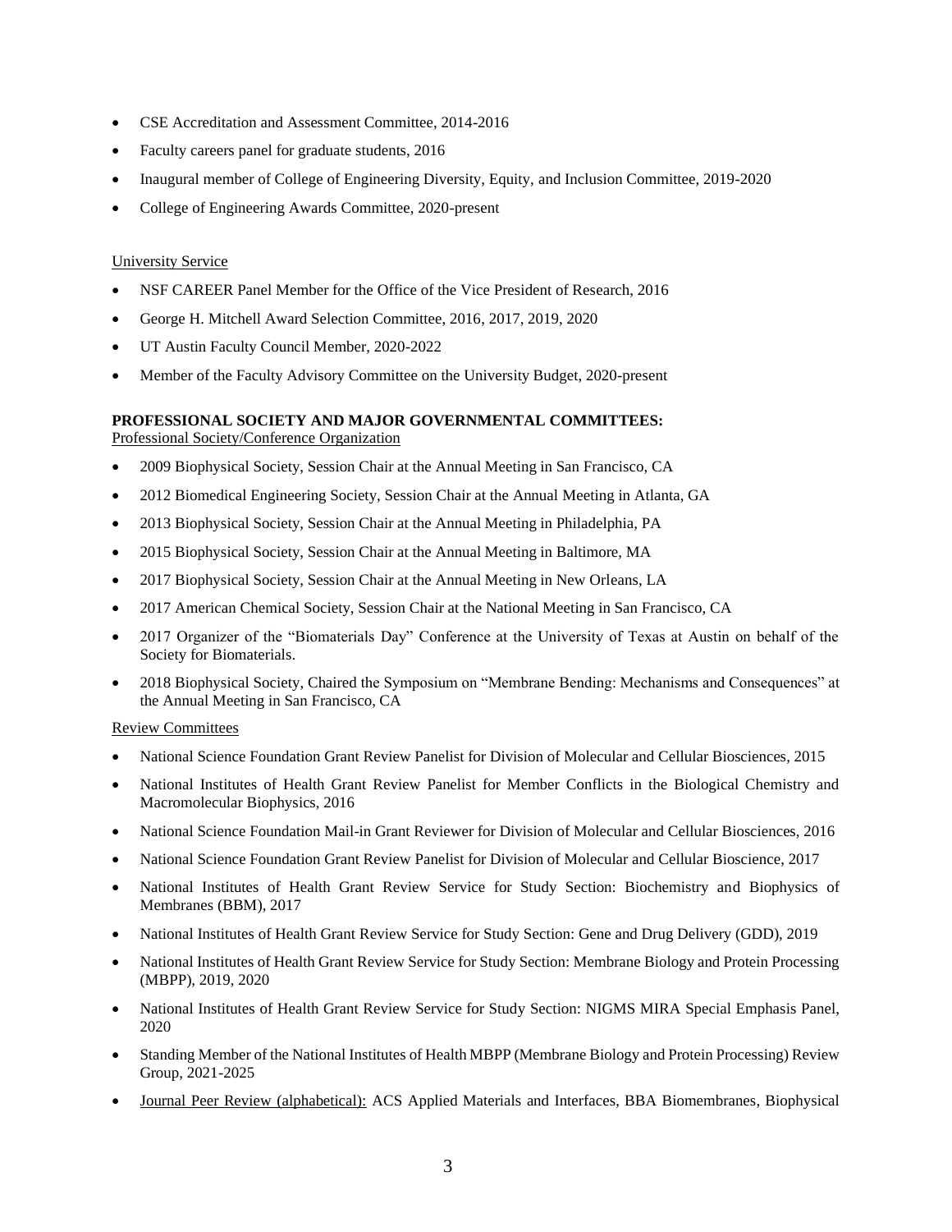- CSE Accreditation and Assessment Committee, 2014-2016
- Faculty careers panel for graduate students, 2016
- Inaugural member of College of Engineering Diversity, Equity, and Inclusion Committee, 2019-2020
- College of Engineering Awards Committee, 2020-present

University Service

- NSF CAREER Panel Member for the Office of the Vice President of Research, 2016
- George H. Mitchell Award Selection Committee, 2016, 2017, 2019, 2020
- UT Austin Faculty Council Member, 2020-2022
- Member of the Faculty Advisory Committee on the University Budget, 2020-present

**PROFESSIONAL SOCIETY AND MAJOR GOVERNMENTAL COMMITTEES:**

Professional Society/Conference Organization

- 2009 Biophysical Society, Session Chair at the Annual Meeting in San Francisco, CA
- 2012 Biomedical Engineering Society, Session Chair at the Annual Meeting in Atlanta, GA
- 2013 Biophysical Society, Session Chair at the Annual Meeting in Philadelphia, PA
- 2015 Biophysical Society, Session Chair at the Annual Meeting in Baltimore, MA
- 2017 Biophysical Society, Session Chair at the Annual Meeting in New Orleans, LA
- 2017 American Chemical Society, Session Chair at the National Meeting in San Francisco, CA
- 2017 Organizer of the "Biomaterials Day" Conference at the University of Texas at Austin on behalf of the Society for Biomaterials.
- 2018 Biophysical Society, Chaired the Symposium on "Membrane Bending: Mechanisms and Consequences" at the Annual Meeting in San Francisco, CA

Review Committees

- National Science Foundation Grant Review Panelist for Division of Molecular and Cellular Biosciences, 2015
- National Institutes of Health Grant Review Panelist for Member Conflicts in the Biological Chemistry and Macromolecular Biophysics, 2016
- National Science Foundation Mail-in Grant Reviewer for Division of Molecular and Cellular Biosciences, 2016
- National Science Foundation Grant Review Panelist for Division of Molecular and Cellular Bioscience, 2017
- National Institutes of Health Grant Review Service for Study Section: Biochemistry and Biophysics of Membranes (BBM), 2017
- National Institutes of Health Grant Review Service for Study Section: Gene and Drug Delivery (GDD), 2019
- National Institutes of Health Grant Review Service for Study Section: Membrane Biology and Protein Processing (MBPP), 2019, 2020
- National Institutes of Health Grant Review Service for Study Section: NIGMS MIRA Special Emphasis Panel, 2020
- Standing Member of the National Institutes of Health MBPP (Membrane Biology and Protein Processing) Review Group, 2021-2025
- Journal Peer Review (alphabetical): ACS Applied Materials and Interfaces, BBA Biomembranes, Biophysical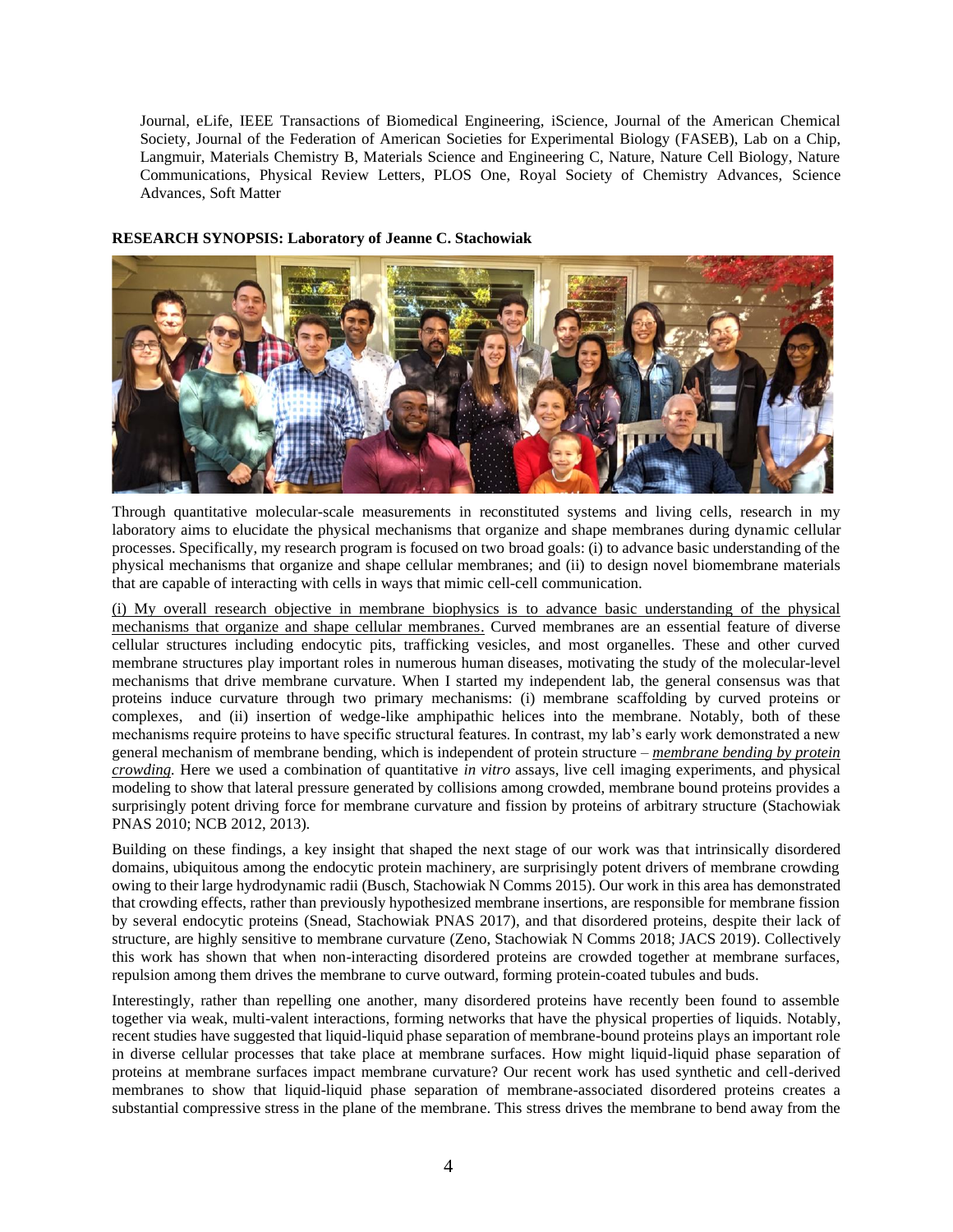Journal, eLife, IEEE Transactions of Biomedical Engineering, iScience, Journal of the American Chemical Society, Journal of the Federation of American Societies for Experimental Biology (FASEB), Lab on a Chip, Langmuir, Materials Chemistry B, Materials Science and Engineering C, Nature, Nature Cell Biology, Nature Communications, Physical Review Letters, PLOS One, Royal Society of Chemistry Advances, Science Advances, Soft Matter

**RESEARCH SYNOPSIS: Laboratory of Jeanne C. Stachowiak**

Through quantitative molecular-scale measurements in reconstituted systems and living cells, research in my laboratory aims to elucidate the physical mechanisms that organize and shape membranes during dynamic cellular processes. Specifically, my research program is focused on two broad goals: (i) to advance basic understanding of the physical mechanisms that organize and shape cellular membranes; and (ii) to design novel biomembrane materials that are capable of interacting with cells in ways that mimic cell-cell communication.

<u>(i) My overall research objective in membrane biophysics is to advance basic understanding of the physical mechanisms that organize and shape cellular membranes.</u> Curved membranes are an essential feature of diverse cellular structures including endocytic pits, trafficking vesicles, and most organelles. These and other curved membrane structures play important roles in numerous human diseases, motivating the study of the molecular-level mechanisms that drive membrane curvature. When I started my independent lab, the general consensus was that proteins induce curvature through two primary mechanisms: (i) membrane scaffolding by curved proteins or complexes, and (ii) insertion of wedge-like amphipathic helices into the membrane. Notably, both of these mechanisms require proteins to have specific structural features. In contrast, my lab's early work demonstrated a new general mechanism of membrane bending, which is independent of protein structure – ***<u>membrane bending by protein crowding</u>***. Here we used a combination of quantitative *in vitro* assays, live cell imaging experiments, and physical modeling to show that lateral pressure generated by collisions among crowded, membrane bound proteins provides a surprisingly potent driving force for membrane curvature and fission by proteins of arbitrary structure (Stachowiak PNAS 2010; NCB 2012, 2013).

Building on these findings, a key insight that shaped the next stage of our work was that intrinsically disordered domains, ubiquitous among the endocytic protein machinery, are surprisingly potent drivers of membrane crowding owing to their large hydrodynamic radii (Busch, Stachowiak N Comms 2015). Our work in this area has demonstrated that crowding effects, rather than previously hypothesized membrane insertions, are responsible for membrane fission by several endocytic proteins (Snead, Stachowiak PNAS 2017), and that disordered proteins, despite their lack of structure, are highly sensitive to membrane curvature (Zeno, Stachowiak N Comms 2018; JACS 2019). Collectively this work has shown that when non-interacting disordered proteins are crowded together at membrane surfaces, repulsion among them drives the membrane to curve outward, forming protein-coated tubules and buds.

Interestingly, rather than repelling one another, many disordered proteins have recently been found to assemble together via weak, multi-valent interactions, forming networks that have the physical properties of liquids. Notably, recent studies have suggested that liquid-liquid phase separation of membrane-bound proteins plays an important role in diverse cellular processes that take place at membrane surfaces. How might liquid-liquid phase separation of proteins at membrane surfaces impact membrane curvature? Our recent work has used synthetic and cell-derived membranes to show that liquid-liquid phase separation of membrane-associated disordered proteins creates a substantial compressive stress in the plane of the membrane. This stress drives the membrane to bend away from the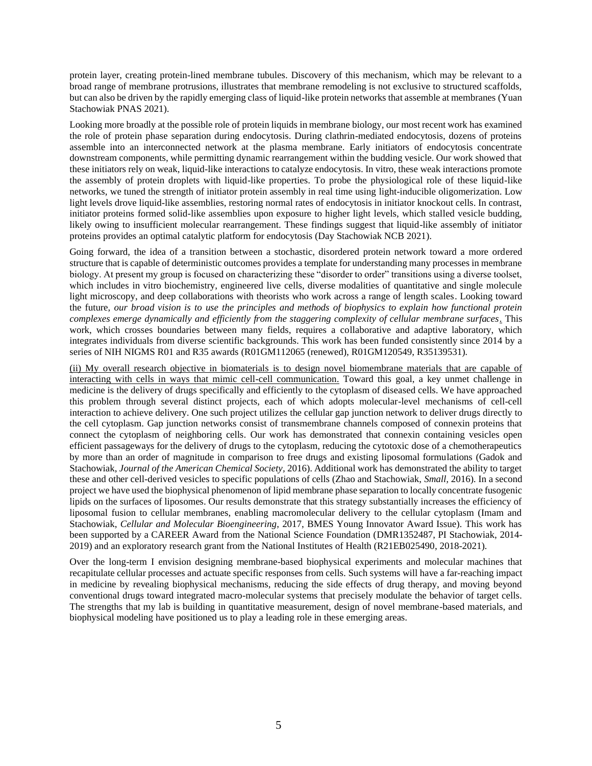protein layer, creating protein-lined membrane tubules. Discovery of this mechanism, which may be relevant to a broad range of membrane protrusions, illustrates that membrane remodeling is not exclusive to structured scaffolds, but can also be driven by the rapidly emerging class of liquid-like protein networks that assemble at membranes (Yuan Stachowiak PNAS 2021).

Looking more broadly at the possible role of protein liquids in membrane biology, our most recent work has examined the role of protein phase separation during endocytosis. During clathrin-mediated endocytosis, dozens of proteins assemble into an interconnected network at the plasma membrane. Early initiators of endocytosis concentrate downstream components, while permitting dynamic rearrangement within the budding vesicle. Our work showed that these initiators rely on weak, liquid-like interactions to catalyze endocytosis. In vitro, these weak interactions promote the assembly of protein droplets with liquid-like properties. To probe the physiological role of these liquid-like networks, we tuned the strength of initiator protein assembly in real time using light-inducible oligomerization. Low light levels drove liquid-like assemblies, restoring normal rates of endocytosis in initiator knockout cells. In contrast, initiator proteins formed solid-like assemblies upon exposure to higher light levels, which stalled vesicle budding, likely owing to insufficient molecular rearrangement. These findings suggest that liquid-like assembly of initiator proteins provides an optimal catalytic platform for endocytosis (Day Stachowiak NCB 2021).

Going forward, the idea of a transition between a stochastic, disordered protein network toward a more ordered structure that is capable of deterministic outcomes provides a template for understanding many processes in membrane biology. At present my group is focused on characterizing these "disorder to order" transitions using a diverse toolset, which includes in vitro biochemistry, engineered live cells, diverse modalities of quantitative and single molecule light microscopy, and deep collaborations with theorists who work across a range of length scales. Looking toward the future, *our broad vision is to use the principles and methods of biophysics to explain how functional protein complexes emerge dynamically and efficiently from the staggering complexity of cellular membrane surfaces*. This work, which crosses boundaries between many fields, requires a collaborative and adaptive laboratory, which integrates individuals from diverse scientific backgrounds. This work has been funded consistently since 2014 by a series of NIH NIGMS R01 and R35 awards (R01GM112065 (renewed), R01GM120549, R35139531).

<u>(ii) My overall research objective in biomaterials is to design novel biomembrane materials that are capable of interacting with cells in ways that mimic cell-cell communication.</u> Toward this goal, a key unmet challenge in medicine is the delivery of drugs specifically and efficiently to the cytoplasm of diseased cells. We have approached this problem through several distinct projects, each of which adopts molecular-level mechanisms of cell-cell interaction to achieve delivery. One such project utilizes the cellular gap junction network to deliver drugs directly to the cell cytoplasm. Gap junction networks consist of transmembrane channels composed of connexin proteins that connect the cytoplasm of neighboring cells. Our work has demonstrated that connexin containing vesicles open efficient passageways for the delivery of drugs to the cytoplasm, reducing the cytotoxic dose of a chemotherapeutics by more than an order of magnitude in comparison to free drugs and existing liposomal formulations (Gadok and Stachowiak, *Journal of the American Chemical Society*, 2016). Additional work has demonstrated the ability to target these and other cell-derived vesicles to specific populations of cells (Zhao and Stachowiak, *Small*, 2016). In a second project we have used the biophysical phenomenon of lipid membrane phase separation to locally concentrate fusogenic lipids on the surfaces of liposomes. Our results demonstrate that this strategy substantially increases the efficiency of liposomal fusion to cellular membranes, enabling macromolecular delivery to the cellular cytoplasm (Imam and Stachowiak, *Cellular and Molecular Bioengineering*, 2017, BMES Young Innovator Award Issue). This work has been supported by a CAREER Award from the National Science Foundation (DMR1352487, PI Stachowiak, 2014-2019) and an exploratory research grant from the National Institutes of Health (R21EB025490, 2018-2021).

Over the long-term I envision designing membrane-based biophysical experiments and molecular machines that recapitulate cellular processes and actuate specific responses from cells. Such systems will have a far-reaching impact in medicine by revealing biophysical mechanisms, reducing the side effects of drug therapy, and moving beyond conventional drugs toward integrated macro-molecular systems that precisely modulate the behavior of target cells. The strengths that my lab is building in quantitative measurement, design of novel membrane-based materials, and biophysical modeling have positioned us to play a leading role in these emerging areas.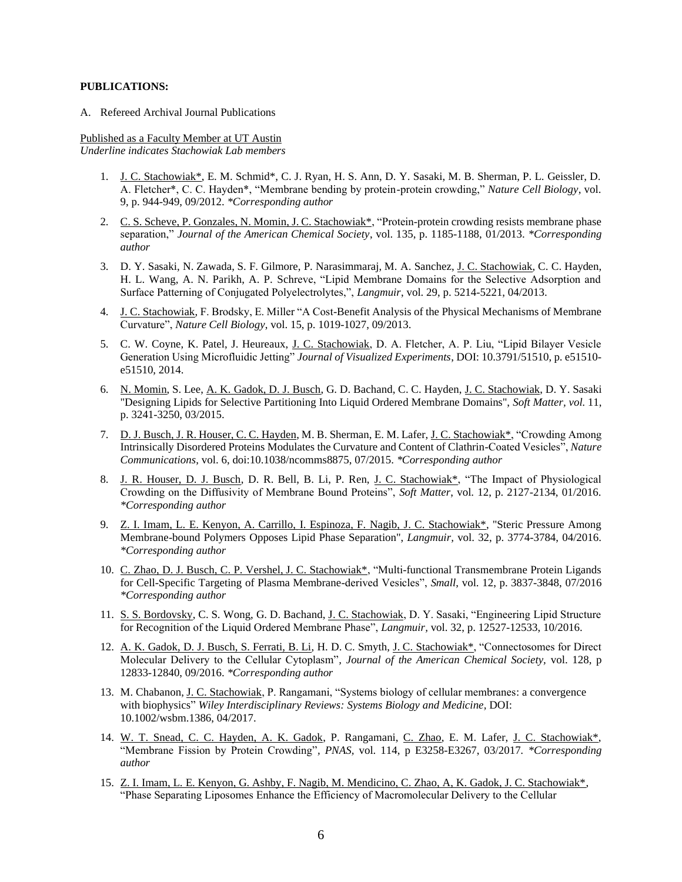**PUBLICATIONS:**

A. Refereed Archival Journal Publications

Published as a Faculty Member at UT Austin
*Underline indicates Stachowiak Lab members*

1. J. C. Stachowiak*, E. M. Schmid*, C. J. Ryan, H. S. Ann, D. Y. Sasaki, M. B. Sherman, P. L. Geissler, D. A. Fletcher*, C. C. Hayden*, "Membrane bending by protein-protein crowding," *Nature Cell Biology*, vol. 9, p. 944-949, 09/2012. *\*Corresponding author*

2. C. S. Scheve, P. Gonzales, N. Momin, J. C. Stachowiak*, "Protein-protein crowding resists membrane phase separation," *Journal of the American Chemical Society*, vol. 135, p. 1185-1188, 01/2013. *\*Corresponding author*

3. D. Y. Sasaki, N. Zawada, S. F. Gilmore, P. Narasimmaraj, M. A. Sanchez, J. C. Stachowiak, C. C. Hayden, H. L. Wang, A. N. Parikh, A. P. Schreve, "Lipid Membrane Domains for the Selective Adsorption and Surface Patterning of Conjugated Polyelectrolytes,", *Langmuir*, vol. 29, p. 5214-5221, 04/2013.

4. J. C. Stachowiak, F. Brodsky, E. Miller "A Cost-Benefit Analysis of the Physical Mechanisms of Membrane Curvature", *Nature Cell Biology*, vol. 15, p. 1019-1027, 09/2013.

5. C. W. Coyne, K. Patel, J. Heureaux, J. C. Stachowiak, D. A. Fletcher, A. P. Liu, "Lipid Bilayer Vesicle Generation Using Microfluidic Jetting" *Journal of Visualized Experiments*, DOI: 10.3791/51510, p. e51510-e51510, 2014.

6. N. Momin, S. Lee, A. K. Gadok, D. J. Busch, G. D. Bachand, C. C. Hayden, J. C. Stachowiak, D. Y. Sasaki "Designing Lipids for Selective Partitioning Into Liquid Ordered Membrane Domains", *Soft Matter, vol.* 11, p. 3241-3250, 03/2015.

7. D. J. Busch, J. R. Houser, C. C. Hayden, M. B. Sherman, E. M. Lafer, J. C. Stachowiak*, "Crowding Among Intrinsically Disordered Proteins Modulates the Curvature and Content of Clathrin-Coated Vesicles", *Nature Communications*, vol. 6, doi:10.1038/ncomms8875, 07/2015. *\*Corresponding author*

8. J. R. Houser, D. J. Busch, D. R. Bell, B. Li, P. Ren, J. C. Stachowiak*, "The Impact of Physiological Crowding on the Diffusivity of Membrane Bound Proteins", *Soft Matter*, vol. 12, p. 2127-2134, 01/2016. *\*Corresponding author*

9. Z. I. Imam, L. E. Kenyon, A. Carrillo, I. Espinoza, F. Nagib, J. C. Stachowiak*, "Steric Pressure Among Membrane-bound Polymers Opposes Lipid Phase Separation", *Langmuir*, vol. 32, p. 3774-3784, 04/2016. *\*Corresponding author*

10. C. Zhao, D. J. Busch, C. P. Vershel, J. C. Stachowiak*, "Multi-functional Transmembrane Protein Ligands for Cell-Specific Targeting of Plasma Membrane-derived Vesicles", *Small*, vol. 12, p. 3837-3848, 07/2016 *\*Corresponding author*

11. S. S. Bordovsky, C. S. Wong, G. D. Bachand, J. C. Stachowiak, D. Y. Sasaki, "Engineering Lipid Structure for Recognition of the Liquid Ordered Membrane Phase", *Langmuir*, vol. 32, p. 12527-12533, 10/2016.

12. A. K. Gadok, D. J. Busch, S. Ferrati, B. Li, H. D. C. Smyth, J. C. Stachowiak*, "Connectosomes for Direct Molecular Delivery to the Cellular Cytoplasm", *Journal of the American Chemical Society*, vol. 128, p 12833-12840, 09/2016. *\*Corresponding author*

13. M. Chabanon, J. C. Stachowiak, P. Rangamani, "Systems biology of cellular membranes: a convergence with biophysics" *Wiley Interdisciplinary Reviews: Systems Biology and Medicine*, DOI: 10.1002/wsbm.1386, 04/2017.

14. W. T. Snead, C. C. Hayden, A. K. Gadok, P. Rangamani, C. Zhao, E. M. Lafer, J. C. Stachowiak*, "Membrane Fission by Protein Crowding", *PNAS*, vol. 114, p E3258-E3267, 03/2017. *\*Corresponding author*

15. Z. I. Imam, L. E. Kenyon, G. Ashby, F. Nagib, M. Mendicino, C. Zhao, A, K. Gadok, J. C. Stachowiak*, "Phase Separating Liposomes Enhance the Efficiency of Macromolecular Delivery to the Cellular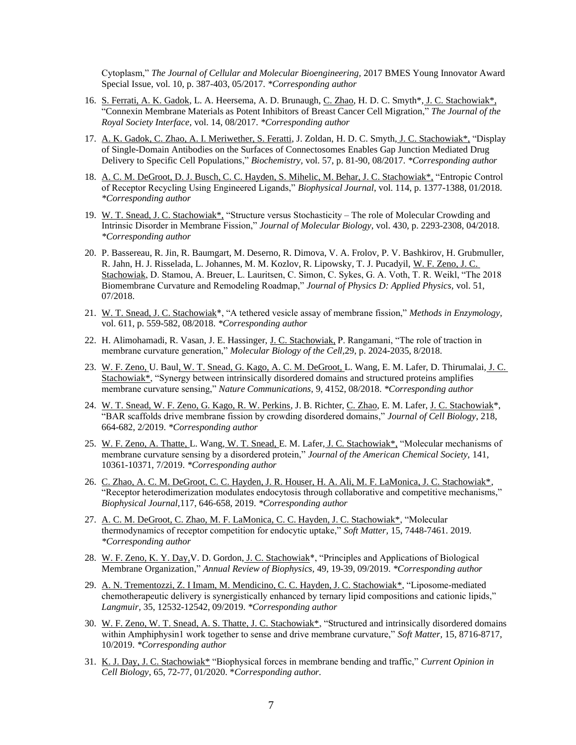Cytoplasm," *The Journal of Cellular and Molecular Bioengineering,* 2017 BMES Young Innovator Award Special Issue, vol. 10, p. 387-403, 05/2017. *\*Corresponding author*

16. S. Ferrati, A. K. Gadok, L. A. Heersema, A. D. Brunaugh, C. Zhao, H. D. C. Smyth*, J. C. Stachowiak*, "Connexin Membrane Materials as Potent Inhibitors of Breast Cancer Cell Migration," *The Journal of the Royal Society Interface,* vol. 14, 08/2017. *\*Corresponding author*

17. A. K. Gadok, C. Zhao, A. I. Meriwether, S. Feratti, J. Zoldan, H. D. C. Smyth, J. C. Stachowiak*, "Display of Single-Domain Antibodies on the Surfaces of Connectosomes Enables Gap Junction Mediated Drug Delivery to Specific Cell Populations," *Biochemistry,* vol. 57, p. 81-90, 08/2017. *\*Corresponding author*

18. A. C. M. DeGroot, D. J. Busch, C. C. Hayden, S. Mihelic, M. Behar, J. C. Stachowiak*, "Entropic Control of Receptor Recycling Using Engineered Ligands," *Biophysical Journal,* vol. 114, p. 1377-1388, 01/2018. *\*Corresponding author*

19. W. T. Snead, J. C. Stachowiak*, "Structure versus Stochasticity – The role of Molecular Crowding and Intrinsic Disorder in Membrane Fission," *Journal of Molecular Biology,* vol. 430, p. 2293-2308, 04/2018. *\*Corresponding author*

20. P. Bassereau, R. Jin, R. Baumgart, M. Deserno, R. Dimova, V. A. Frolov, P. V. Bashkirov, H. Grubmuller, R. Jahn, H. J. Risselada, L. Johannes, M. M. Kozlov, R. Lipowsky, T. J. Pucadyil, W. F. Zeno, J. C. Stachowiak, D. Stamou, A. Breuer, L. Lauritsen, C. Simon, C. Sykes, G. A. Voth, T. R. Weikl, "The 2018 Biomembrane Curvature and Remodeling Roadmap," *Journal of Physics D: Applied Physics,* vol. 51, 07/2018.

21. W. T. Snead, J. C. Stachowiak*, "A tethered vesicle assay of membrane fission," *Methods in Enzymology,* vol. 611, p. 559-582, 08/2018. *\*Corresponding author*

22. H. Alimohamadi, R. Vasan, J. E. Hassinger, J. C. Stachowiak, P. Rangamani, "The role of traction in membrane curvature generation," *Molecular Biology of the Cell,*29, p. 2024-2035, 8/2018.

23. W. F. Zeno, U. Baul, W. T. Snead, G. Kago, A. C. M. DeGroot, L. Wang, E. M. Lafer, D. Thirumalai, J. C. Stachowiak*, "Synergy between intrinsically disordered domains and structured proteins amplifies membrane curvature sensing," *Nature Communications,* 9, 4152, 08/2018. *\*Corresponding author*

24. W. T. Snead, W. F. Zeno, G. Kago, R. W. Perkins, J. B. Richter, C. Zhao, E. M. Lafer, J. C. Stachowiak*, "BAR scaffolds drive membrane fission by crowding disordered domains," *Journal of Cell Biology*, 218, 664-682, 2/2019. *\*Corresponding author*

25. W. F. Zeno, A. Thatte, L. Wang, W. T. Snead, E. M. Lafer, J. C. Stachowiak*, "Molecular mechanisms of membrane curvature sensing by a disordered protein," *Journal of the American Chemical Society,* 141, 10361-10371, 7/2019. *\*Corresponding author*

26. C. Zhao, A. C. M. DeGroot, C. C. Hayden, J. R. Houser, H. A. Ali, M. F. LaMonica, J. C. Stachowiak*, "Receptor heterodimerization modulates endocytosis through collaborative and competitive mechanisms," *Biophysical Journal,*117, 646-658, 2019. *\*Corresponding author*

27. A. C. M. DeGroot, C. Zhao, M. F. LaMonica, C. C. Hayden, J. C. Stachowiak*, "Molecular thermodynamics of receptor competition for endocytic uptake," *Soft Matter,* 15, 7448-7461. 2019. *\*Corresponding author*

28. W. F. Zeno, K. Y. Day, V. D. Gordon, J. C. Stachowiak*, "Principles and Applications of Biological Membrane Organization," *Annual Review of Biophysics,* 49, 19-39, 09/2019. *\*Corresponding author*

29. A. N. Trementozzi, Z. I Imam, M. Mendicino, C. C. Hayden, J. C. Stachowiak*, "Liposome-mediated chemotherapeutic delivery is synergistically enhanced by ternary lipid compositions and cationic lipids," *Langmuir,* 35, 12532-12542, 09/2019. *\*Corresponding author*

30. W. F. Zeno, W. T. Snead, A. S. Thatte, J. C. Stachowiak*, "Structured and intrinsically disordered domains within Amphiphysin1 work together to sense and drive membrane curvature," *Soft Matter,* 15, 8716-8717, 10/2019. *\*Corresponding author*

31. K. J. Day, J. C. Stachowiak* "Biophysical forces in membrane bending and traffic," *Current Opinion in Cell Biology,* 65, 72-77, 01/2020. *\*Corresponding author.*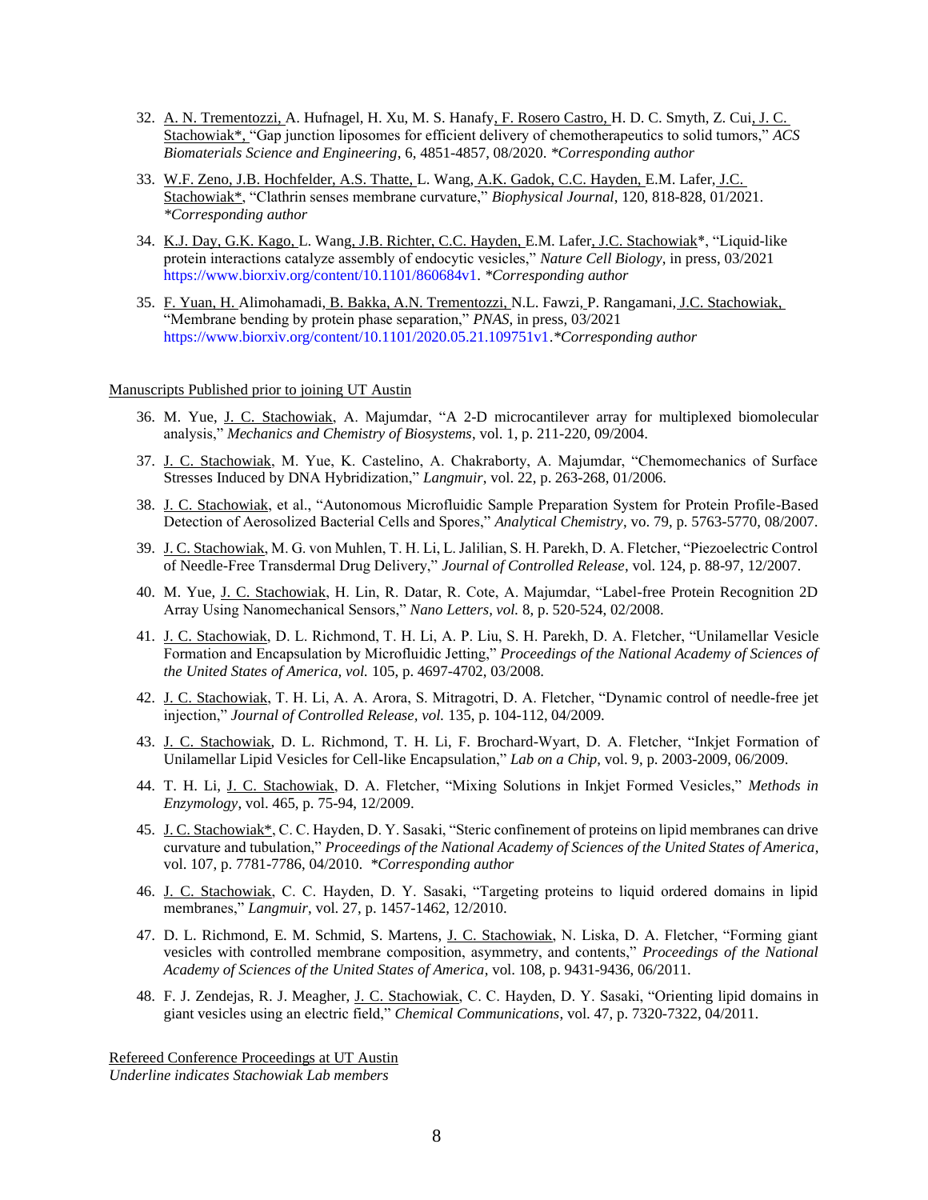32. A. N. Trementozzi, A. Hufnagel, H. Xu, M. S. Hanafy, F. Rosero Castro, H. D. C. Smyth, Z. Cui, J. C. Stachowiak*, "Gap junction liposomes for efficient delivery of chemotherapeutics to solid tumors," *ACS Biomaterials Science and Engineering*, 6, 4851-4857, 08/2020. *\*Corresponding author*

33. W.F. Zeno, J.B. Hochfelder, A.S. Thatte, L. Wang, A.K. Gadok, C.C. Hayden, E.M. Lafer, J.C. Stachowiak*, "Clathrin senses membrane curvature," *Biophysical Journal*, 120, 818-828, 01/2021. *\*Corresponding author*

34. K.J. Day, G.K. Kago, L. Wang, J.B. Richter, C.C. Hayden, E.M. Lafer, J.C. Stachowiak*, "Liquid-like protein interactions catalyze assembly of endocytic vesicles," *Nature Cell Biology*, in press, 03/2021 https://www.biorxiv.org/content/10.1101/860684v1. *\*Corresponding author*

35. F. Yuan, H. Alimohamadi, B. Bakka, A.N. Trementozzi, N.L. Fawzi, P. Rangamani, J.C. Stachowiak, "Membrane bending by protein phase separation," *PNAS*, in press, 03/2021 https://www.biorxiv.org/content/10.1101/2020.05.21.109751v1.*\*Corresponding author*

Manuscripts Published prior to joining UT Austin

36. M. Yue, J. C. Stachowiak, A. Majumdar, "A 2-D microcantilever array for multiplexed biomolecular analysis," *Mechanics and Chemistry of Biosystems*, vol. 1, p. 211-220, 09/2004.

37. J. C. Stachowiak, M. Yue, K. Castelino, A. Chakraborty, A. Majumdar, "Chemomechanics of Surface Stresses Induced by DNA Hybridization," *Langmuir*, vol. 22, p. 263-268, 01/2006.

38. J. C. Stachowiak, et al., "Autonomous Microfluidic Sample Preparation System for Protein Profile-Based Detection of Aerosolized Bacterial Cells and Spores," *Analytical Chemistry*, vo. 79, p. 5763-5770, 08/2007.

39. J. C. Stachowiak, M. G. von Muhlen, T. H. Li, L. Jalilian, S. H. Parekh, D. A. Fletcher, "Piezoelectric Control of Needle-Free Transdermal Drug Delivery," *Journal of Controlled Release*, vol. 124, p. 88-97, 12/2007.

40. M. Yue, J. C. Stachowiak, H. Lin, R. Datar, R. Cote, A. Majumdar, "Label-free Protein Recognition 2D Array Using Nanomechanical Sensors," *Nano Letters, vol.* 8, p. 520-524, 02/2008.

41. J. C. Stachowiak, D. L. Richmond, T. H. Li, A. P. Liu, S. H. Parekh, D. A. Fletcher, "Unilamellar Vesicle Formation and Encapsulation by Microfluidic Jetting," *Proceedings of the National Academy of Sciences of the United States of America, vol.* 105, p. 4697-4702, 03/2008.

42. J. C. Stachowiak, T. H. Li, A. A. Arora, S. Mitragotri, D. A. Fletcher, "Dynamic control of needle-free jet injection," *Journal of Controlled Release, vol.* 135, p. 104-112, 04/2009.

43. J. C. Stachowiak, D. L. Richmond, T. H. Li, F. Brochard-Wyart, D. A. Fletcher, "Inkjet Formation of Unilamellar Lipid Vesicles for Cell-like Encapsulation," *Lab on a Chip*, vol. 9, p. 2003-2009, 06/2009.

44. T. H. Li, J. C. Stachowiak, D. A. Fletcher, "Mixing Solutions in Inkjet Formed Vesicles," *Methods in Enzymology*, vol. 465, p. 75-94, 12/2009.

45. J. C. Stachowiak*, C. C. Hayden, D. Y. Sasaki, "Steric confinement of proteins on lipid membranes can drive curvature and tubulation," *Proceedings of the National Academy of Sciences of the United States of America*, vol. 107, p. 7781-7786, 04/2010. *\*Corresponding author*

46. J. C. Stachowiak, C. C. Hayden, D. Y. Sasaki, "Targeting proteins to liquid ordered domains in lipid membranes," *Langmuir*, vol. 27, p. 1457-1462, 12/2010.

47. D. L. Richmond, E. M. Schmid, S. Martens, J. C. Stachowiak, N. Liska, D. A. Fletcher, "Forming giant vesicles with controlled membrane composition, asymmetry, and contents," *Proceedings of the National Academy of Sciences of the United States of America*, vol. 108, p. 9431-9436, 06/2011.

48. F. J. Zendejas, R. J. Meagher, J. C. Stachowiak, C. C. Hayden, D. Y. Sasaki, "Orienting lipid domains in giant vesicles using an electric field," *Chemical Communications*, vol. 47, p. 7320-7322, 04/2011.

Refereed Conference Proceedings at UT Austin

*Underline indicates Stachowiak Lab members*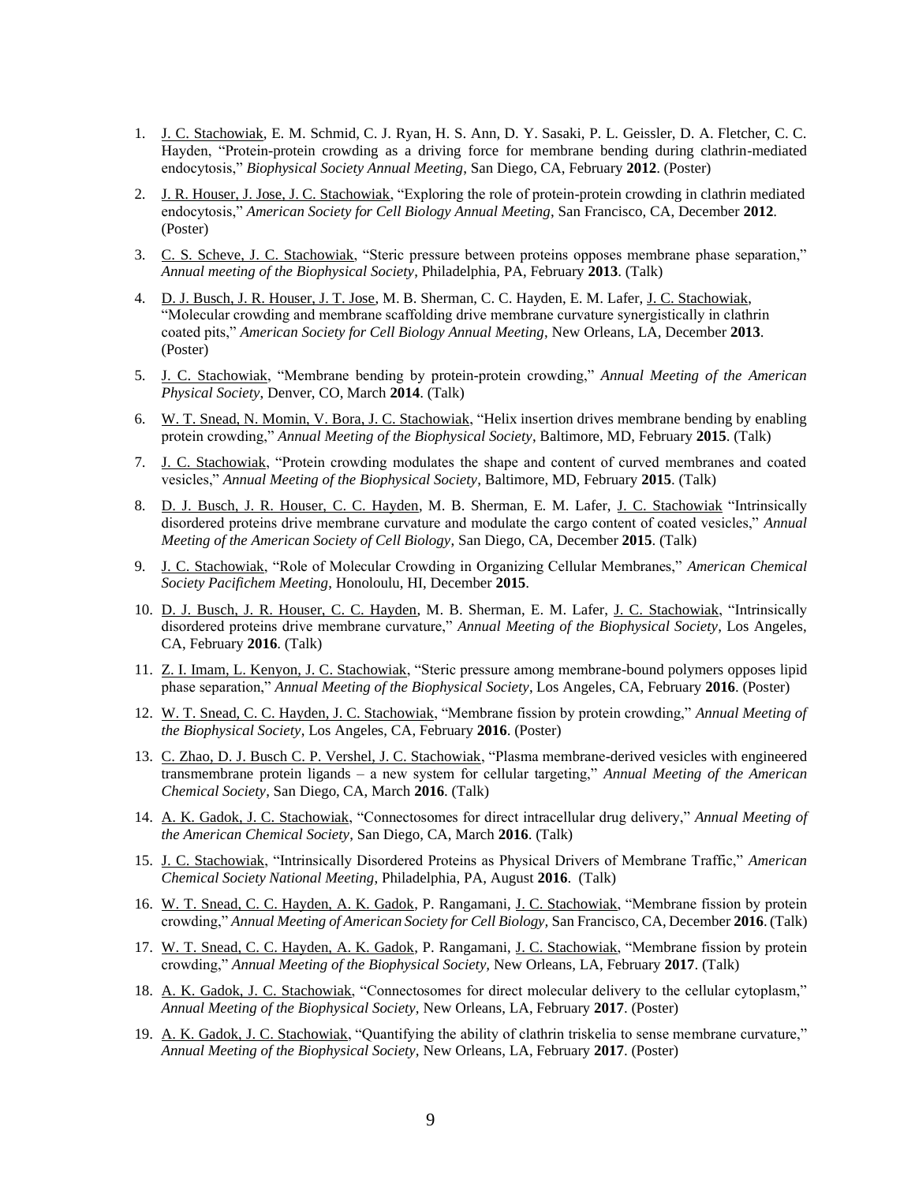1. J. C. Stachowiak, E. M. Schmid, C. J. Ryan, H. S. Ann, D. Y. Sasaki, P. L. Geissler, D. A. Fletcher, C. C. Hayden, "Protein-protein crowding as a driving force for membrane bending during clathrin-mediated endocytosis," *Biophysical Society Annual Meeting*, San Diego, CA, February **2012**. (Poster)

2. J. R. Houser, J. Jose, J. C. Stachowiak, "Exploring the role of protein-protein crowding in clathrin mediated endocytosis," *American Society for Cell Biology Annual Meeting*, San Francisco, CA, December **2012**. (Poster)

3. C. S. Scheve, J. C. Stachowiak, "Steric pressure between proteins opposes membrane phase separation," *Annual meeting of the Biophysical Society*, Philadelphia, PA, February **2013**. (Talk)

4. D. J. Busch, J. R. Houser, J. T. Jose, M. B. Sherman, C. C. Hayden, E. M. Lafer, J. C. Stachowiak, "Molecular crowding and membrane scaffolding drive membrane curvature synergistically in clathrin coated pits," *American Society for Cell Biology Annual Meeting*, New Orleans, LA, December **2013**. (Poster)

5. J. C. Stachowiak, "Membrane bending by protein-protein crowding," *Annual Meeting of the American Physical Society*, Denver, CO, March **2014**. (Talk)

6. W. T. Snead, N. Momin, V. Bora, J. C. Stachowiak, "Helix insertion drives membrane bending by enabling protein crowding," *Annual Meeting of the Biophysical Society*, Baltimore, MD, February **2015**. (Talk)

7. J. C. Stachowiak, "Protein crowding modulates the shape and content of curved membranes and coated vesicles," *Annual Meeting of the Biophysical Society*, Baltimore, MD, February **2015**. (Talk)

8. D. J. Busch, J. R. Houser, C. C. Hayden, M. B. Sherman, E. M. Lafer, J. C. Stachowiak "Intrinsically disordered proteins drive membrane curvature and modulate the cargo content of coated vesicles," *Annual Meeting of the American Society of Cell Biology*, San Diego, CA, December **2015**. (Talk)

9. J. C. Stachowiak, "Role of Molecular Crowding in Organizing Cellular Membranes," *American Chemical Society Pacifichem Meeting*, Honoloulu, HI, December **2015**.

10. D. J. Busch, J. R. Houser, C. C. Hayden, M. B. Sherman, E. M. Lafer, J. C. Stachowiak, "Intrinsically disordered proteins drive membrane curvature," *Annual Meeting of the Biophysical Society*, Los Angeles, CA, February **2016**. (Talk)

11. Z. I. Imam, L. Kenyon, J. C. Stachowiak, "Steric pressure among membrane-bound polymers opposes lipid phase separation," *Annual Meeting of the Biophysical Society*, Los Angeles, CA, February **2016**. (Poster)

12. W. T. Snead, C. C. Hayden, J. C. Stachowiak, "Membrane fission by protein crowding," *Annual Meeting of the Biophysical Society*, Los Angeles, CA, February **2016**. (Poster)

13. C. Zhao, D. J. Busch C. P. Vershel, J. C. Stachowiak, "Plasma membrane-derived vesicles with engineered transmembrane protein ligands – a new system for cellular targeting," *Annual Meeting of the American Chemical Society*, San Diego, CA, March **2016**. (Talk)

14. A. K. Gadok, J. C. Stachowiak, "Connectosomes for direct intracellular drug delivery," *Annual Meeting of the American Chemical Society*, San Diego, CA, March **2016**. (Talk)

15. J. C. Stachowiak, "Intrinsically Disordered Proteins as Physical Drivers of Membrane Traffic," *American Chemical Society National Meeting*, Philadelphia, PA, August **2016**. (Talk)

16. W. T. Snead, C. C. Hayden, A. K. Gadok, P. Rangamani, J. C. Stachowiak, "Membrane fission by protein crowding," *Annual Meeting of American Society for Cell Biology*, San Francisco, CA, December **2016**. (Talk)

17. W. T. Snead, C. C. Hayden, A. K. Gadok, P. Rangamani, J. C. Stachowiak, "Membrane fission by protein crowding," *Annual Meeting of the Biophysical Society*, New Orleans, LA, February **2017**. (Talk)

18. A. K. Gadok, J. C. Stachowiak, "Connectosomes for direct molecular delivery to the cellular cytoplasm," *Annual Meeting of the Biophysical Society*, New Orleans, LA, February **2017**. (Poster)

19. A. K. Gadok, J. C. Stachowiak, "Quantifying the ability of clathrin triskelia to sense membrane curvature," *Annual Meeting of the Biophysical Society*, New Orleans, LA, February **2017**. (Poster)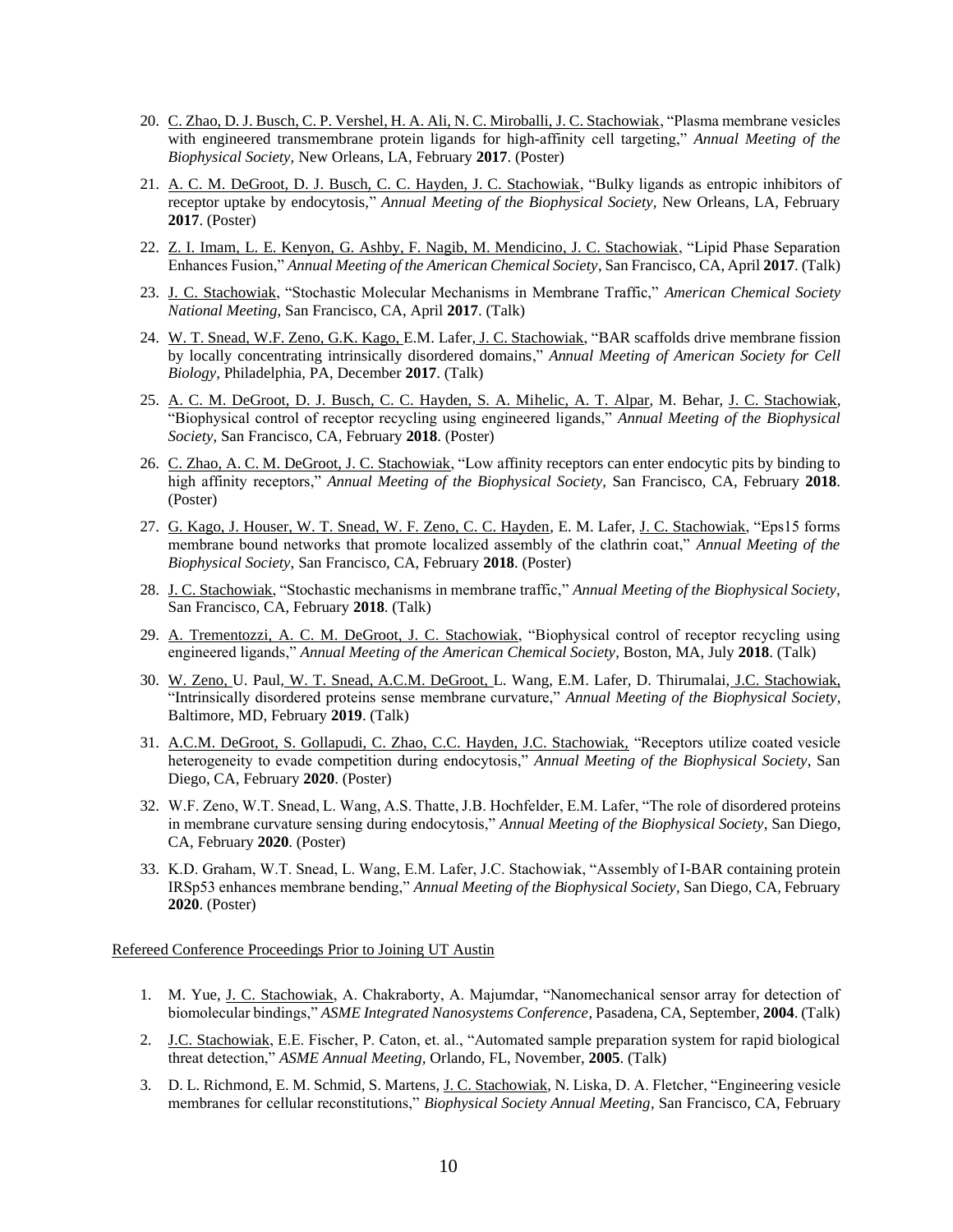20. C. Zhao, D. J. Busch, C. P. Vershel, H. A. Ali, N. C. Miroballi, J. C. Stachowiak, "Plasma membrane vesicles with engineered transmembrane protein ligands for high-affinity cell targeting," *Annual Meeting of the Biophysical Society,* New Orleans, LA, February **2017**. (Poster)

21. A. C. M. DeGroot, D. J. Busch, C. C. Hayden, J. C. Stachowiak, "Bulky ligands as entropic inhibitors of receptor uptake by endocytosis," *Annual Meeting of the Biophysical Society,* New Orleans, LA, February **2017**. (Poster)

22. Z. I. Imam, L. E. Kenyon, G. Ashby, F. Nagib, M. Mendicino, J. C. Stachowiak, "Lipid Phase Separation Enhances Fusion," *Annual Meeting of the American Chemical Society*, San Francisco, CA, April **2017**. (Talk)

23. J. C. Stachowiak, "Stochastic Molecular Mechanisms in Membrane Traffic," *American Chemical Society National Meeting,* San Francisco, CA, April **2017**. (Talk)

24. W. T. Snead, W.F. Zeno, G.K. Kago, E.M. Lafer, J. C. Stachowiak, "BAR scaffolds drive membrane fission by locally concentrating intrinsically disordered domains," *Annual Meeting of American Society for Cell Biology,* Philadelphia, PA, December **2017**. (Talk)

25. A. C. M. DeGroot, D. J. Busch, C. C. Hayden, S. A. Mihelic, A. T. Alpar, M. Behar, J. C. Stachowiak, "Biophysical control of receptor recycling using engineered ligands," *Annual Meeting of the Biophysical Society,* San Francisco, CA, February **2018**. (Poster)

26. C. Zhao, A. C. M. DeGroot, J. C. Stachowiak, "Low affinity receptors can enter endocytic pits by binding to high affinity receptors," *Annual Meeting of the Biophysical Society,* San Francisco, CA, February **2018**. (Poster)

27. G. Kago, J. Houser, W. T. Snead, W. F. Zeno, C. C. Hayden, E. M. Lafer, J. C. Stachowiak, "Eps15 forms membrane bound networks that promote localized assembly of the clathrin coat," *Annual Meeting of the Biophysical Society,* San Francisco, CA, February **2018**. (Poster)

28. J. C. Stachowiak, "Stochastic mechanisms in membrane traffic," *Annual Meeting of the Biophysical Society,* San Francisco, CA, February **2018**. (Talk)

29. A. Trementozzi, A. C. M. DeGroot, J. C. Stachowiak, "Biophysical control of receptor recycling using engineered ligands," *Annual Meeting of the American Chemical Society,* Boston, MA, July **2018**. (Talk)

30. W. Zeno, U. Paul, W. T. Snead, A.C.M. DeGroot, L. Wang, E.M. Lafer, D. Thirumalai, J.C. Stachowiak, "Intrinsically disordered proteins sense membrane curvature," *Annual Meeting of the Biophysical Society*, Baltimore, MD, February **2019**. (Talk)

31. A.C.M. DeGroot, S. Gollapudi, C. Zhao, C.C. Hayden, J.C. Stachowiak, "Receptors utilize coated vesicle heterogeneity to evade competition during endocytosis," *Annual Meeting of the Biophysical Society*, San Diego, CA, February **2020**. (Poster)

32. W.F. Zeno, W.T. Snead, L. Wang, A.S. Thatte, J.B. Hochfelder, E.M. Lafer, "The role of disordered proteins in membrane curvature sensing during endocytosis," *Annual Meeting of the Biophysical Society*, San Diego, CA, February **2020**. (Poster)

33. K.D. Graham, W.T. Snead, L. Wang, E.M. Lafer, J.C. Stachowiak, "Assembly of I-BAR containing protein IRSp53 enhances membrane bending," *Annual Meeting of the Biophysical Society*, San Diego, CA, February **2020**. (Poster)

Refereed Conference Proceedings Prior to Joining UT Austin

1. M. Yue, J. C. Stachowiak, A. Chakraborty, A. Majumdar, "Nanomechanical sensor array for detection of biomolecular bindings," *ASME Integrated Nanosystems Conference*, Pasadena, CA, September, **2004**. (Talk)

2. J.C. Stachowiak, E.E. Fischer, P. Caton, et. al., "Automated sample preparation system for rapid biological threat detection," *ASME Annual Meeting,* Orlando, FL, November, **2005**. (Talk)

3. D. L. Richmond, E. M. Schmid, S. Martens, J. C. Stachowiak, N. Liska, D. A. Fletcher, "Engineering vesicle membranes for cellular reconstitutions," *Biophysical Society Annual Meeting*, San Francisco, CA, February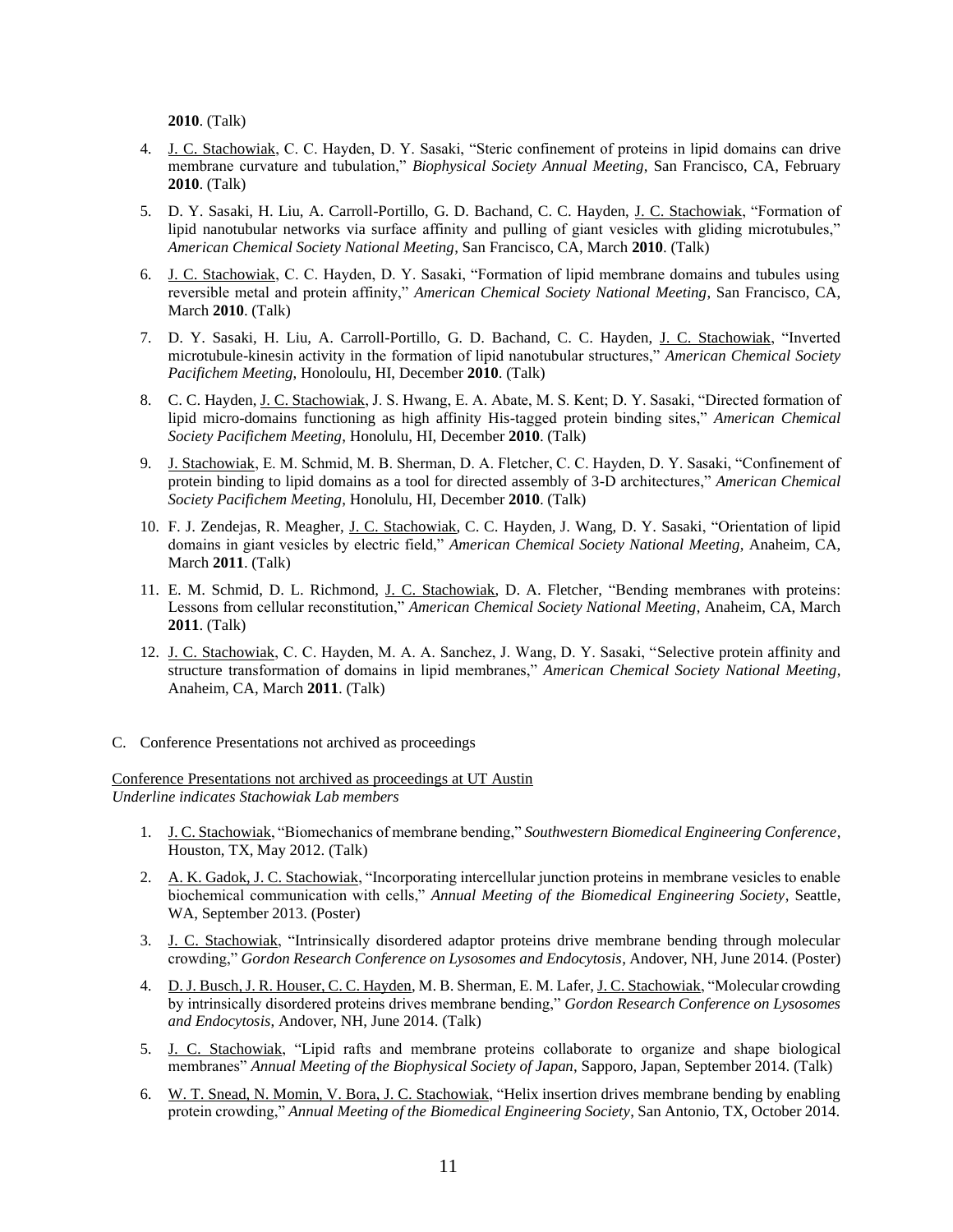**2010**. (Talk)

4. J. C. Stachowiak, C. C. Hayden, D. Y. Sasaki, "Steric confinement of proteins in lipid domains can drive membrane curvature and tubulation," *Biophysical Society Annual Meeting*, San Francisco, CA, February **2010**. (Talk)

5. D. Y. Sasaki, H. Liu, A. Carroll-Portillo, G. D. Bachand, C. C. Hayden, J. C. Stachowiak, "Formation of lipid nanotubular networks via surface affinity and pulling of giant vesicles with gliding microtubules," *American Chemical Society National Meeting*, San Francisco, CA, March **2010**. (Talk)

6. J. C. Stachowiak, C. C. Hayden, D. Y. Sasaki, "Formation of lipid membrane domains and tubules using reversible metal and protein affinity," *American Chemical Society National Meeting*, San Francisco, CA, March **2010**. (Talk)

7. D. Y. Sasaki, H. Liu, A. Carroll-Portillo, G. D. Bachand, C. C. Hayden, J. C. Stachowiak, "Inverted microtubule-kinesin activity in the formation of lipid nanotubular structures," *American Chemical Society Pacifichem Meeting*, Honoloulu, HI, December **2010**. (Talk)

8. C. C. Hayden, J. C. Stachowiak, J. S. Hwang, E. A. Abate, M. S. Kent; D. Y. Sasaki, "Directed formation of lipid micro-domains functioning as high affinity His-tagged protein binding sites," *American Chemical Society Pacifichem Meeting*, Honolulu, HI, December **2010**. (Talk)

9. J. Stachowiak, E. M. Schmid, M. B. Sherman, D. A. Fletcher, C. C. Hayden, D. Y. Sasaki, "Confinement of protein binding to lipid domains as a tool for directed assembly of 3-D architectures," *American Chemical Society Pacifichem Meeting*, Honolulu, HI, December **2010**. (Talk)

10. F. J. Zendejas, R. Meagher, J. C. Stachowiak, C. C. Hayden, J. Wang, D. Y. Sasaki, "Orientation of lipid domains in giant vesicles by electric field," *American Chemical Society National Meeting*, Anaheim, CA, March **2011**. (Talk)

11. E. M. Schmid, D. L. Richmond, J. C. Stachowiak, D. A. Fletcher, "Bending membranes with proteins: Lessons from cellular reconstitution," *American Chemical Society National Meeting*, Anaheim, CA, March **2011**. (Talk)

12. J. C. Stachowiak, C. C. Hayden, M. A. A. Sanchez, J. Wang, D. Y. Sasaki, "Selective protein affinity and structure transformation of domains in lipid membranes," *American Chemical Society National Meeting*, Anaheim, CA, March **2011**. (Talk)

C. Conference Presentations not archived as proceedings

Conference Presentations not archived as proceedings at UT Austin
*Underline indicates Stachowiak Lab members*

1. J. C. Stachowiak, "Biomechanics of membrane bending," *Southwestern Biomedical Engineering Conference*, Houston, TX, May 2012. (Talk)

2. A. K. Gadok, J. C. Stachowiak, "Incorporating intercellular junction proteins in membrane vesicles to enable biochemical communication with cells," *Annual Meeting of the Biomedical Engineering Society*, Seattle, WA, September 2013. (Poster)

3. J. C. Stachowiak, "Intrinsically disordered adaptor proteins drive membrane bending through molecular crowding," *Gordon Research Conference on Lysosomes and Endocytosis*, Andover, NH, June 2014. (Poster)

4. D. J. Busch, J. R. Houser, C. C. Hayden, M. B. Sherman, E. M. Lafer, J. C. Stachowiak, "Molecular crowding by intrinsically disordered proteins drives membrane bending," *Gordon Research Conference on Lysosomes and Endocytosis*, Andover, NH, June 2014. (Talk)

5. J. C. Stachowiak, "Lipid rafts and membrane proteins collaborate to organize and shape biological membranes" *Annual Meeting of the Biophysical Society of Japan*, Sapporo, Japan, September 2014. (Talk)

6. W. T. Snead, N. Momin, V. Bora, J. C. Stachowiak, "Helix insertion drives membrane bending by enabling protein crowding," *Annual Meeting of the Biomedical Engineering Society*, San Antonio, TX, October 2014.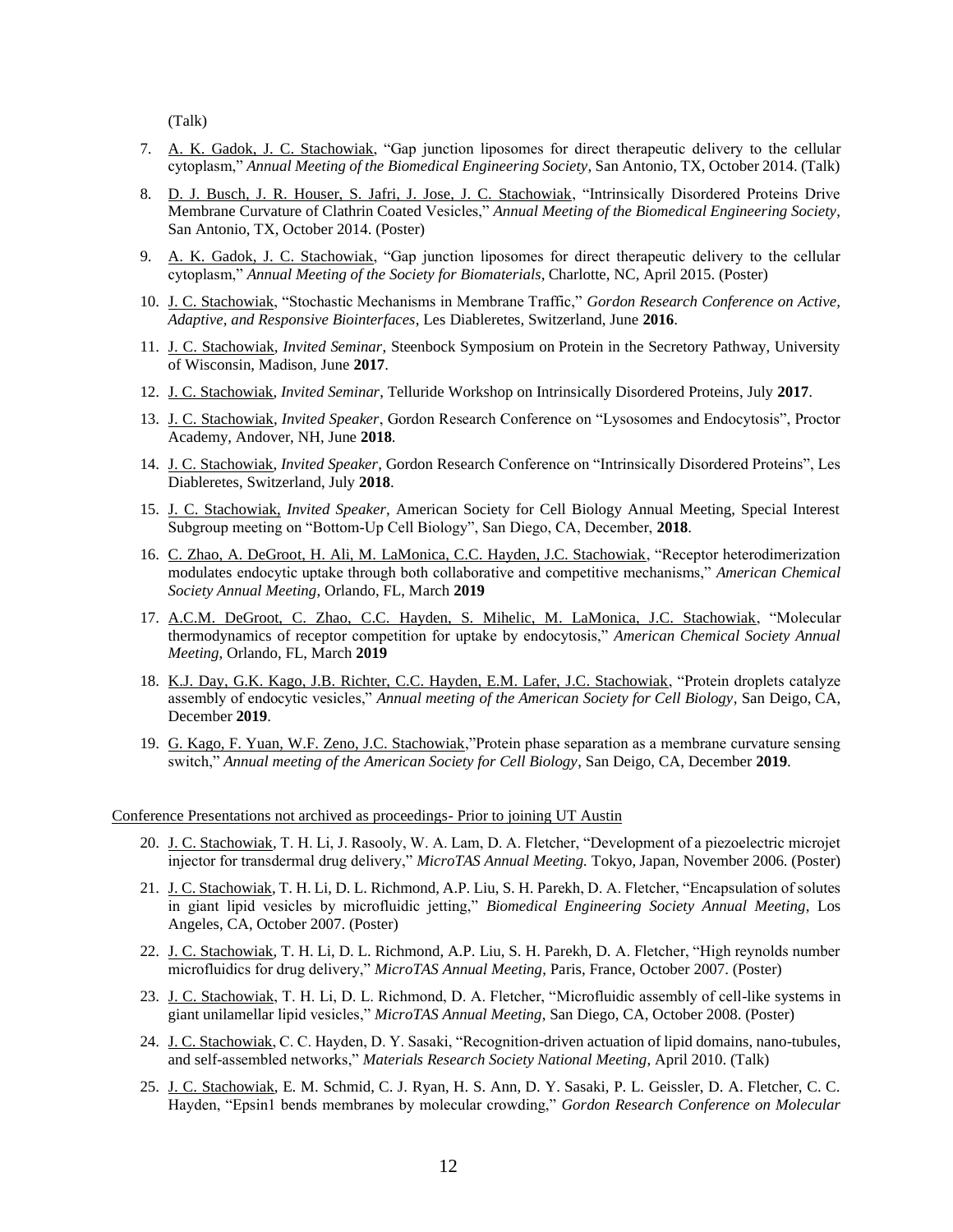(Talk)

7. A. K. Gadok, J. C. Stachowiak, "Gap junction liposomes for direct therapeutic delivery to the cellular cytoplasm," *Annual Meeting of the Biomedical Engineering Society*, San Antonio, TX, October 2014. (Talk)

8. D. J. Busch, J. R. Houser, S. Jafri, J. Jose, J. C. Stachowiak, "Intrinsically Disordered Proteins Drive Membrane Curvature of Clathrin Coated Vesicles," *Annual Meeting of the Biomedical Engineering Society*, San Antonio, TX, October 2014. (Poster)

9. A. K. Gadok, J. C. Stachowiak, "Gap junction liposomes for direct therapeutic delivery to the cellular cytoplasm," *Annual Meeting of the Society for Biomaterials*, Charlotte, NC, April 2015. (Poster)

10. J. C. Stachowiak, "Stochastic Mechanisms in Membrane Traffic," *Gordon Research Conference on Active, Adaptive, and Responsive Biointerfaces*, Les Diableretes, Switzerland, June **2016**.

11. J. C. Stachowiak, *Invited Seminar*, Steenbock Symposium on Protein in the Secretory Pathway, University of Wisconsin, Madison, June **2017**.

12. J. C. Stachowiak, *Invited Seminar*, Telluride Workshop on Intrinsically Disordered Proteins, July **2017**.

13. J. C. Stachowiak, *Invited Speaker*, Gordon Research Conference on "Lysosomes and Endocytosis", Proctor Academy, Andover, NH, June **2018**.

14. J. C. Stachowiak, *Invited Speaker*, Gordon Research Conference on "Intrinsically Disordered Proteins", Les Diableretes, Switzerland, July **2018**.

15. J. C. Stachowiak, *Invited Speaker*, American Society for Cell Biology Annual Meeting, Special Interest Subgroup meeting on "Bottom-Up Cell Biology", San Diego, CA, December, **2018**.

16. C. Zhao, A. DeGroot, H. Ali, M. LaMonica, C.C. Hayden, J.C. Stachowiak, "Receptor heterodimerization modulates endocytic uptake through both collaborative and competitive mechanisms," *American Chemical Society Annual Meeting*, Orlando, FL, March **2019**

17. A.C.M. DeGroot, C. Zhao, C.C. Hayden, S. Mihelic, M. LaMonica, J.C. Stachowiak, "Molecular thermodynamics of receptor competition for uptake by endocytosis," *American Chemical Society Annual Meeting*, Orlando, FL, March **2019**

18. K.J. Day, G.K. Kago, J.B. Richter, C.C. Hayden, E.M. Lafer, J.C. Stachowiak, "Protein droplets catalyze assembly of endocytic vesicles," *Annual meeting of the American Society for Cell Biology*, San Deigo, CA, December **2019**.

19. G. Kago, F. Yuan, W.F. Zeno, J.C. Stachowiak,"Protein phase separation as a membrane curvature sensing switch," *Annual meeting of the American Society for Cell Biology*, San Deigo, CA, December **2019**.

Conference Presentations not archived as proceedings- Prior to joining UT Austin

20. J. C. Stachowiak, T. H. Li, J. Rasooly, W. A. Lam, D. A. Fletcher, "Development of a piezoelectric microjet injector for transdermal drug delivery," *MicroTAS Annual Meeting.* Tokyo, Japan, November 2006. (Poster)

21. J. C. Stachowiak, T. H. Li, D. L. Richmond, A.P. Liu, S. H. Parekh, D. A. Fletcher, "Encapsulation of solutes in giant lipid vesicles by microfluidic jetting," *Biomedical Engineering Society Annual Meeting*, Los Angeles, CA, October 2007. (Poster)

22. J. C. Stachowiak, T. H. Li, D. L. Richmond, A.P. Liu, S. H. Parekh, D. A. Fletcher, "High reynolds number microfluidics for drug delivery," *MicroTAS Annual Meeting*, Paris, France, October 2007. (Poster)

23. J. C. Stachowiak, T. H. Li, D. L. Richmond, D. A. Fletcher, "Microfluidic assembly of cell-like systems in giant unilamellar lipid vesicles," *MicroTAS Annual Meeting*, San Diego, CA, October 2008. (Poster)

24. J. C. Stachowiak, C. C. Hayden, D. Y. Sasaki, "Recognition-driven actuation of lipid domains, nano-tubules, and self-assembled networks," *Materials Research Society National Meeting*, April 2010. (Talk)

25. J. C. Stachowiak, E. M. Schmid, C. J. Ryan, H. S. Ann, D. Y. Sasaki, P. L. Geissler, D. A. Fletcher, C. C. Hayden, "Epsin1 bends membranes by molecular crowding," *Gordon Research Conference on Molecular*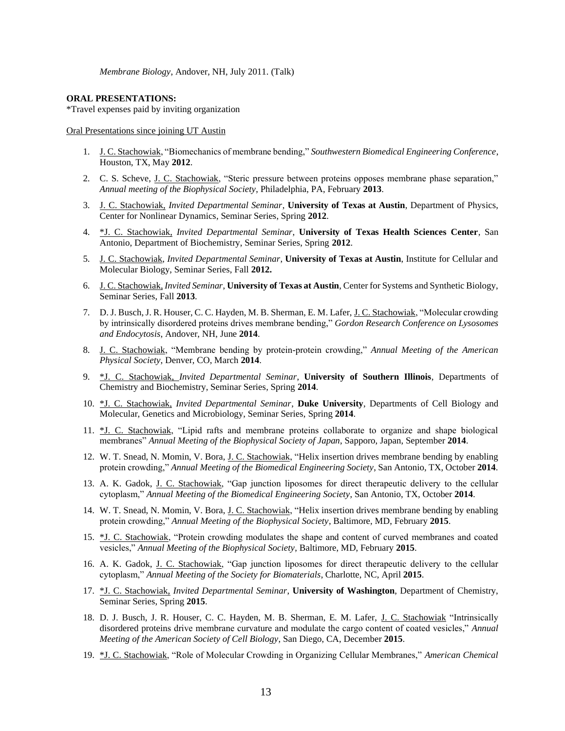*Membrane Biology*, Andover, NH, July 2011. (Talk)

**ORAL PRESENTATIONS:**

*Travel expenses paid by inviting organization

Oral Presentations since joining UT Austin

1. J. C. Stachowiak, "Biomechanics of membrane bending," *Southwestern Biomedical Engineering Conference*, Houston, TX, May **2012**.
2. C. S. Scheve, J. C. Stachowiak, "Steric pressure between proteins opposes membrane phase separation," *Annual meeting of the Biophysical Society*, Philadelphia, PA, February **2013**.
3. J. C. Stachowiak, *Invited Departmental Seminar*, **University of Texas at Austin**, Department of Physics, Center for Nonlinear Dynamics, Seminar Series, Spring **2012**.
4. *J. C. Stachowiak, *Invited Departmental Seminar*, **University of Texas Health Sciences Center**, San Antonio, Department of Biochemistry, Seminar Series, Spring **2012**.
5. J. C. Stachowiak, *Invited Departmental Seminar*, **University of Texas at Austin**, Institute for Cellular and Molecular Biology, Seminar Series, Fall **2012.**
6. J. C. Stachowiak, *Invited Seminar*, **University of Texas at Austin**, Center for Systems and Synthetic Biology, Seminar Series, Fall **2013**.
7. D. J. Busch, J. R. Houser, C. C. Hayden, M. B. Sherman, E. M. Lafer, J. C. Stachowiak, "Molecular crowding by intrinsically disordered proteins drives membrane bending," *Gordon Research Conference on Lysosomes and Endocytosis*, Andover, NH, June **2014**.
8. J. C. Stachowiak, "Membrane bending by protein-protein crowding," *Annual Meeting of the American Physical Society*, Denver, CO, March **2014**.
9. *J. C. Stachowiak, *Invited Departmental Seminar*, **University of Southern Illinois**, Departments of Chemistry and Biochemistry, Seminar Series, Spring **2014**.
10. *J. C. Stachowiak, *Invited Departmental Seminar*, **Duke University**, Departments of Cell Biology and Molecular, Genetics and Microbiology, Seminar Series, Spring **2014**.
11. *J. C. Stachowiak, "Lipid rafts and membrane proteins collaborate to organize and shape biological membranes" *Annual Meeting of the Biophysical Society of Japan*, Sapporo, Japan, September **2014**.
12. W. T. Snead, N. Momin, V. Bora, J. C. Stachowiak, "Helix insertion drives membrane bending by enabling protein crowding," *Annual Meeting of the Biomedical Engineering Society*, San Antonio, TX, October **2014**.
13. A. K. Gadok, J. C. Stachowiak, "Gap junction liposomes for direct therapeutic delivery to the cellular cytoplasm," *Annual Meeting of the Biomedical Engineering Society*, San Antonio, TX, October **2014**.
14. W. T. Snead, N. Momin, V. Bora, J. C. Stachowiak, "Helix insertion drives membrane bending by enabling protein crowding," *Annual Meeting of the Biophysical Society*, Baltimore, MD, February **2015**.
15. *J. C. Stachowiak, "Protein crowding modulates the shape and content of curved membranes and coated vesicles," *Annual Meeting of the Biophysical Society*, Baltimore, MD, February **2015**.
16. A. K. Gadok, J. C. Stachowiak, "Gap junction liposomes for direct therapeutic delivery to the cellular cytoplasm," *Annual Meeting of the Society for Biomaterials*, Charlotte, NC, April **2015**.
17. *J. C. Stachowiak, *Invited Departmental Seminar*, **University of Washington**, Department of Chemistry, Seminar Series, Spring **2015**.
18. D. J. Busch, J. R. Houser, C. C. Hayden, M. B. Sherman, E. M. Lafer, J. C. Stachowiak "Intrinsically disordered proteins drive membrane curvature and modulate the cargo content of coated vesicles," *Annual Meeting of the American Society of Cell Biology*, San Diego, CA, December **2015**.
19. *J. C. Stachowiak, "Role of Molecular Crowding in Organizing Cellular Membranes," *American Chemical*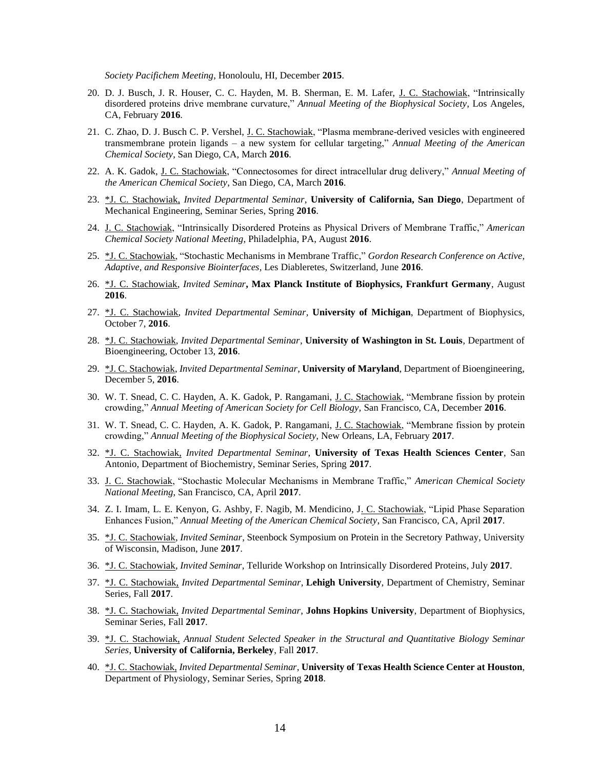*Society Pacifichem Meeting*, Honoloulu, HI, December **2015**.

20. D. J. Busch, J. R. Houser, C. C. Hayden, M. B. Sherman, E. M. Lafer, J. C. Stachowiak, "Intrinsically disordered proteins drive membrane curvature," *Annual Meeting of the Biophysical Society*, Los Angeles, CA, February **2016**.

21. C. Zhao, D. J. Busch C. P. Vershel, J. C. Stachowiak, "Plasma membrane-derived vesicles with engineered transmembrane protein ligands – a new system for cellular targeting," *Annual Meeting of the American Chemical Society*, San Diego, CA, March **2016**.

22. A. K. Gadok, J. C. Stachowiak, "Connectosomes for direct intracellular drug delivery," *Annual Meeting of the American Chemical Society*, San Diego, CA, March **2016**.

23. *J. C. Stachowiak, *Invited Departmental Seminar*, **University of California, San Diego**, Department of Mechanical Engineering, Seminar Series, Spring **2016**.

24. J. C. Stachowiak, "Intrinsically Disordered Proteins as Physical Drivers of Membrane Traffic," *American Chemical Society National Meeting*, Philadelphia, PA, August **2016**.

25. *J. C. Stachowiak, "Stochastic Mechanisms in Membrane Traffic," *Gordon Research Conference on Active, Adaptive, and Responsive Biointerfaces*, Les Diableretes, Switzerland, June **2016**.

26. *J. C. Stachowiak, *Invited Seminar*, **Max Planck Institute of Biophysics, Frankfurt Germany**, August **2016**.

27. *J. C. Stachowiak, *Invited Departmental Seminar*, **University of Michigan**, Department of Biophysics, October 7, **2016**.

28. *J. C. Stachowiak, *Invited Departmental Seminar*, **University of Washington in St. Louis**, Department of Bioengineering, October 13, **2016**.

29. *J. C. Stachowiak, *Invited Departmental Seminar*, **University of Maryland**, Department of Bioengineering, December 5, **2016**.

30. W. T. Snead, C. C. Hayden, A. K. Gadok, P. Rangamani, J. C. Stachowiak, "Membrane fission by protein crowding," *Annual Meeting of American Society for Cell Biology*, San Francisco, CA, December **2016**.

31. W. T. Snead, C. C. Hayden, A. K. Gadok, P. Rangamani, J. C. Stachowiak, "Membrane fission by protein crowding," *Annual Meeting of the Biophysical Society*, New Orleans, LA, February **2017**.

32. *J. C. Stachowiak, *Invited Departmental Seminar*, **University of Texas Health Sciences Center**, San Antonio, Department of Biochemistry, Seminar Series, Spring **2017**.

33. J. C. Stachowiak, "Stochastic Molecular Mechanisms in Membrane Traffic," *American Chemical Society National Meeting*, San Francisco, CA, April **2017**.

34. Z. I. Imam, L. E. Kenyon, G. Ashby, F. Nagib, M. Mendicino, J. C. Stachowiak, "Lipid Phase Separation Enhances Fusion," *Annual Meeting of the American Chemical Society*, San Francisco, CA, April **2017**.

35. *J. C. Stachowiak, *Invited Seminar*, Steenbock Symposium on Protein in the Secretory Pathway, University of Wisconsin, Madison, June **2017**.

36. *J. C. Stachowiak, *Invited Seminar*, Telluride Workshop on Intrinsically Disordered Proteins, July **2017**.

37. *J. C. Stachowiak, *Invited Departmental Seminar*, **Lehigh University**, Department of Chemistry, Seminar Series, Fall **2017**.

38. *J. C. Stachowiak, *Invited Departmental Seminar*, **Johns Hopkins University**, Department of Biophysics, Seminar Series, Fall **2017**.

39. *J. C. Stachowiak, *Annual Student Selected Speaker in the Structural and Quantitative Biology Seminar Series*, **University of California, Berkeley**, Fall **2017**.

40. *J. C. Stachowiak, *Invited Departmental Seminar*, **University of Texas Health Science Center at Houston**, Department of Physiology, Seminar Series, Spring **2018**.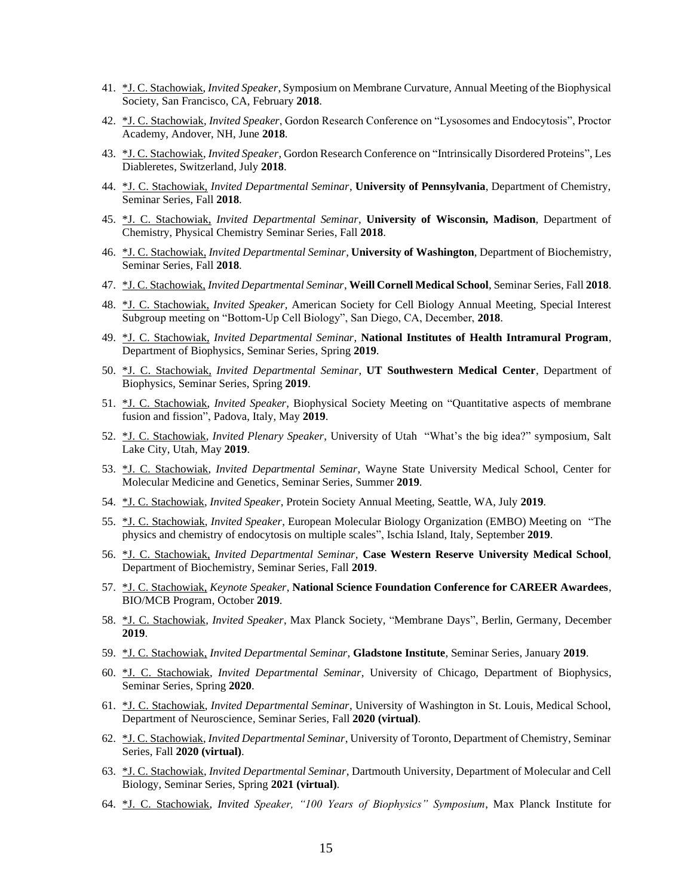41. <u>*J. C. Stachowiak</u>, *Invited Speaker*, Symposium on Membrane Curvature, Annual Meeting of the Biophysical Society, San Francisco, CA, February **2018**.

42. <u>*J. C. Stachowiak</u>, *Invited Speaker*, Gordon Research Conference on "Lysosomes and Endocytosis", Proctor Academy, Andover, NH, June **2018**.

43. <u>*J. C. Stachowiak</u>, *Invited Speaker*, Gordon Research Conference on "Intrinsically Disordered Proteins", Les Diableretes, Switzerland, July **2018**.

44. <u>*J. C. Stachowiak,</u> *Invited Departmental Seminar*, **University of Pennsylvania**, Department of Chemistry, Seminar Series, Fall **2018**.

45. <u>*J. C. Stachowiak,</u> *Invited Departmental Seminar*, **University of Wisconsin, Madison**, Department of Chemistry, Physical Chemistry Seminar Series, Fall **2018**.

46. <u>*J. C. Stachowiak,</u> *Invited Departmental Seminar*, **University of Washington**, Department of Biochemistry, Seminar Series, Fall **2018**.

47. <u>*J. C. Stachowiak,</u> *Invited Departmental Seminar*, **Weill Cornell Medical School**, Seminar Series, Fall **2018**.

48. <u>*J. C. Stachowiak,</u> *Invited Speaker,* American Society for Cell Biology Annual Meeting, Special Interest Subgroup meeting on "Bottom-Up Cell Biology", San Diego, CA, December, **2018**.

49. <u>*J. C. Stachowiak,</u> *Invited Departmental Seminar,* **National Institutes of Health Intramural Program**, Department of Biophysics, Seminar Series, Spring **2019**.

50. <u>*J. C. Stachowiak,</u> *Invited Departmental Seminar*, **UT Southwestern Medical Center**, Department of Biophysics, Seminar Series, Spring **2019**.

51. <u>*J. C. Stachowiak</u>, *Invited Speaker*, Biophysical Society Meeting on "Quantitative aspects of membrane fusion and fission", Padova, Italy, May **2019**.

52. <u>*J. C. Stachowiak</u>, *Invited Plenary Speaker*, University of Utah "What's the big idea?" symposium, Salt Lake City, Utah, May **2019**.

53. <u>*J. C. Stachowiak</u>, *Invited Departmental Seminar*, Wayne State University Medical School, Center for Molecular Medicine and Genetics, Seminar Series, Summer **2019**.

54. <u>*J. C. Stachowiak</u>, *Invited Speaker*, Protein Society Annual Meeting, Seattle, WA, July **2019**.

55. <u>*J. C. Stachowiak</u>, *Invited Speaker*, European Molecular Biology Organization (EMBO) Meeting on "The physics and chemistry of endocytosis on multiple scales", Ischia Island, Italy, September **2019**.

56. <u>*J. C. Stachowiak,</u> *Invited Departmental Seminar,* **Case Western Reserve University Medical School**, Department of Biochemistry, Seminar Series, Fall **2019**.

57. <u>*J. C. Stachowiak,</u> *Keynote Speaker*, **National Science Foundation Conference for CAREER Awardees**, BIO/MCB Program, October **2019**.

58. <u>*J. C. Stachowiak</u>, *Invited Speaker*, Max Planck Society, "Membrane Days", Berlin, Germany, December **2019**.

59. <u>*J. C. Stachowiak,</u> *Invited Departmental Seminar*, **Gladstone Institute**, Seminar Series, January **2019**.

60. <u>*J. C. Stachowiak</u>, *Invited Departmental Seminar*, University of Chicago, Department of Biophysics, Seminar Series, Spring **2020**.

61. <u>*J. C. Stachowiak</u>, *Invited Departmental Seminar*, University of Washington in St. Louis, Medical School, Department of Neuroscience, Seminar Series, Fall **2020 (virtual)**.

62. <u>*J. C. Stachowiak</u>, *Invited Departmental Seminar*, University of Toronto, Department of Chemistry, Seminar Series, Fall **2020 (virtual)**.

63. <u>*J. C. Stachowiak</u>, *Invited Departmental Seminar*, Dartmouth University, Department of Molecular and Cell Biology, Seminar Series, Spring **2021 (virtual)**.

64. <u>*J. C. Stachowiak</u>, *Invited Speaker, "100 Years of Biophysics" Symposium*, Max Planck Institute for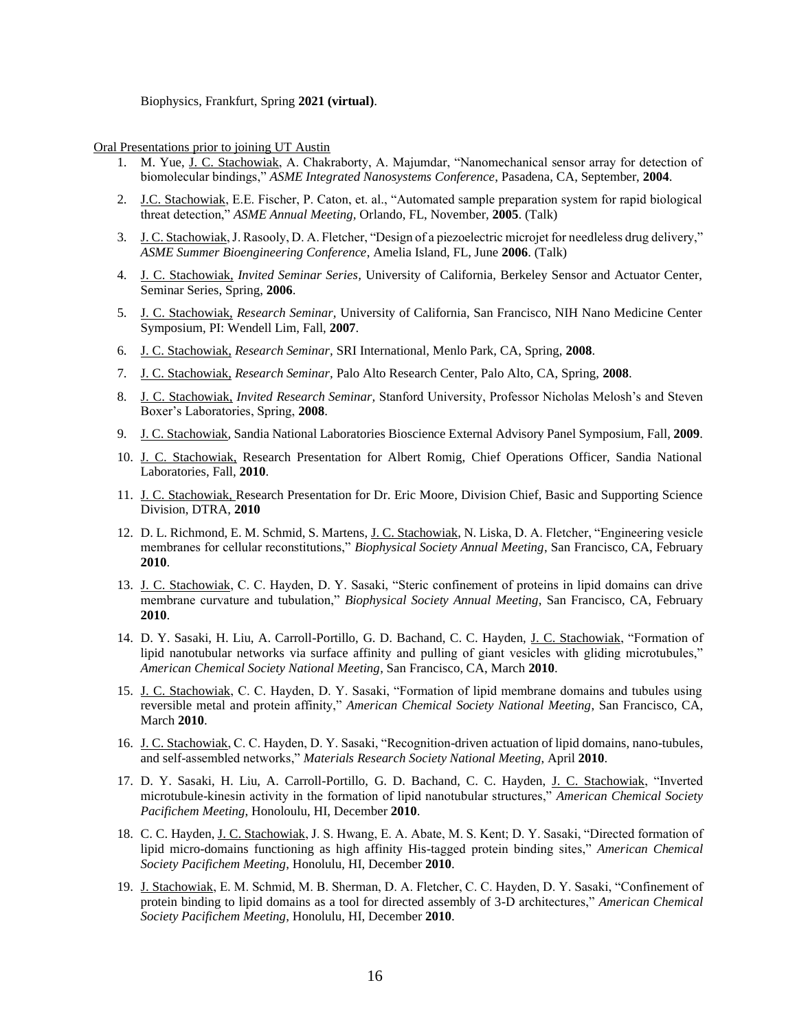Biophysics, Frankfurt, Spring **2021 (virtual)**.

Oral Presentations prior to joining UT Austin

1. M. Yue, J. C. Stachowiak, A. Chakraborty, A. Majumdar, "Nanomechanical sensor array for detection of biomolecular bindings," *ASME Integrated Nanosystems Conference*, Pasadena, CA, September, **2004**.
2. J.C. Stachowiak, E.E. Fischer, P. Caton, et. al., "Automated sample preparation system for rapid biological threat detection," *ASME Annual Meeting*, Orlando, FL, November, **2005**. (Talk)
3. J. C. Stachowiak, J. Rasooly, D. A. Fletcher, "Design of a piezoelectric microjet for needleless drug delivery," *ASME Summer Bioengineering Conference*, Amelia Island, FL, June **2006**. (Talk)
4. J. C. Stachowiak, *Invited Seminar Series,* University of California, Berkeley Sensor and Actuator Center, Seminar Series, Spring, **2006**.
5. J. C. Stachowiak, *Research Seminar,* University of California, San Francisco, NIH Nano Medicine Center Symposium, PI: Wendell Lim, Fall, **2007**.
6. J. C. Stachowiak, *Research Seminar,* SRI International, Menlo Park, CA, Spring, **2008**.
7. J. C. Stachowiak, *Research Seminar,* Palo Alto Research Center, Palo Alto, CA, Spring, **2008**.
8. J. C. Stachowiak, *Invited Research Seminar,* Stanford University, Professor Nicholas Melosh's and Steven Boxer's Laboratories, Spring, **2008**.
9. J. C. Stachowiak, Sandia National Laboratories Bioscience External Advisory Panel Symposium, Fall, **2009**.
10. J. C. Stachowiak, Research Presentation for Albert Romig, Chief Operations Officer, Sandia National Laboratories, Fall, **2010**.
11. J. C. Stachowiak, Research Presentation for Dr. Eric Moore, Division Chief, Basic and Supporting Science Division, DTRA, **2010**
12. D. L. Richmond, E. M. Schmid, S. Martens, J. C. Stachowiak, N. Liska, D. A. Fletcher, "Engineering vesicle membranes for cellular reconstitutions," *Biophysical Society Annual Meeting*, San Francisco, CA, February **2010**.
13. J. C. Stachowiak, C. C. Hayden, D. Y. Sasaki, "Steric confinement of proteins in lipid domains can drive membrane curvature and tubulation," *Biophysical Society Annual Meeting*, San Francisco, CA, February **2010**.
14. D. Y. Sasaki, H. Liu, A. Carroll-Portillo, G. D. Bachand, C. C. Hayden, J. C. Stachowiak, "Formation of lipid nanotubular networks via surface affinity and pulling of giant vesicles with gliding microtubules," *American Chemical Society National Meeting*, San Francisco, CA, March **2010**.
15. J. C. Stachowiak, C. C. Hayden, D. Y. Sasaki, "Formation of lipid membrane domains and tubules using reversible metal and protein affinity," *American Chemical Society National Meeting*, San Francisco, CA, March **2010**.
16. J. C. Stachowiak, C. C. Hayden, D. Y. Sasaki, "Recognition-driven actuation of lipid domains, nano-tubules, and self-assembled networks," *Materials Research Society National Meeting*, April **2010**.
17. D. Y. Sasaki, H. Liu, A. Carroll-Portillo, G. D. Bachand, C. C. Hayden, J. C. Stachowiak, "Inverted microtubule-kinesin activity in the formation of lipid nanotubular structures," *American Chemical Society Pacifichem Meeting*, Honoloulu, HI, December **2010**.
18. C. C. Hayden, J. C. Stachowiak, J. S. Hwang, E. A. Abate, M. S. Kent; D. Y. Sasaki, "Directed formation of lipid micro-domains functioning as high affinity His-tagged protein binding sites," *American Chemical Society Pacifichem Meeting*, Honolulu, HI, December **2010**.
19. J. Stachowiak, E. M. Schmid, M. B. Sherman, D. A. Fletcher, C. C. Hayden, D. Y. Sasaki, "Confinement of protein binding to lipid domains as a tool for directed assembly of 3-D architectures," *American Chemical Society Pacifichem Meeting,* Honolulu, HI, December **2010**.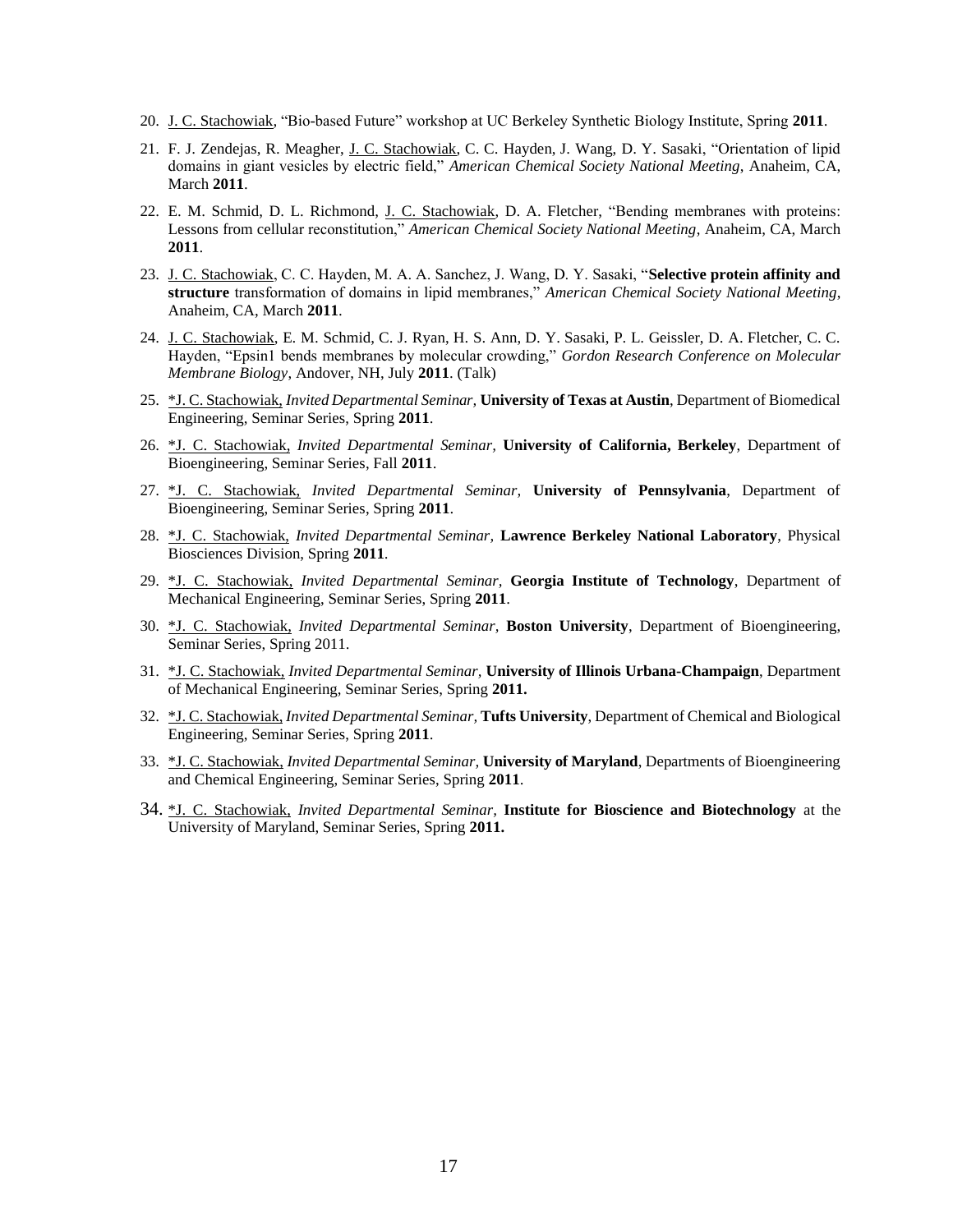20. J. C. Stachowiak, "Bio-based Future" workshop at UC Berkeley Synthetic Biology Institute, Spring **2011**.

21. F. J. Zendejas, R. Meagher, J. C. Stachowiak, C. C. Hayden, J. Wang, D. Y. Sasaki, "Orientation of lipid domains in giant vesicles by electric field," *American Chemical Society National Meeting*, Anaheim, CA, March **2011**.

22. E. M. Schmid, D. L. Richmond, J. C. Stachowiak, D. A. Fletcher, "Bending membranes with proteins: Lessons from cellular reconstitution," *American Chemical Society National Meeting*, Anaheim, CA, March **2011**.

23. J. C. Stachowiak, C. C. Hayden, M. A. A. Sanchez, J. Wang, D. Y. Sasaki, "**Selective protein affinity and structure** transformation of domains in lipid membranes," *American Chemical Society National Meeting*, Anaheim, CA, March **2011**.

24. J. C. Stachowiak, E. M. Schmid, C. J. Ryan, H. S. Ann, D. Y. Sasaki, P. L. Geissler, D. A. Fletcher, C. C. Hayden, "Epsin1 bends membranes by molecular crowding," *Gordon Research Conference on Molecular Membrane Biology*, Andover, NH, July **2011**. (Talk)

25. *J. C. Stachowiak, *Invited Departmental Seminar*, **University of Texas at Austin**, Department of Biomedical Engineering, Seminar Series, Spring **2011**.

26. *J. C. Stachowiak, *Invited Departmental Seminar*, **University of California, Berkeley**, Department of Bioengineering, Seminar Series, Fall **2011**.

27. *J. C. Stachowiak, *Invited Departmental Seminar*, **University of Pennsylvania**, Department of Bioengineering, Seminar Series, Spring **2011**.

28. *J. C. Stachowiak, *Invited Departmental Seminar*, **Lawrence Berkeley National Laboratory**, Physical Biosciences Division, Spring **2011**.

29. *J. C. Stachowiak, *Invited Departmental Seminar*, **Georgia Institute of Technology**, Department of Mechanical Engineering, Seminar Series, Spring **2011**.

30. *J. C. Stachowiak, *Invited Departmental Seminar*, **Boston University**, Department of Bioengineering, Seminar Series, Spring 2011.

31. *J. C. Stachowiak, *Invited Departmental Seminar*, **University of Illinois Urbana-Champaign**, Department of Mechanical Engineering, Seminar Series, Spring **2011.**

32. *J. C. Stachowiak, *Invited Departmental Seminar*, **Tufts University**, Department of Chemical and Biological Engineering, Seminar Series, Spring **2011**.

33. *J. C. Stachowiak, *Invited Departmental Seminar*, **University of Maryland**, Departments of Bioengineering and Chemical Engineering, Seminar Series, Spring **2011**.

34. *J. C. Stachowiak, *Invited Departmental Seminar*, **Institute for Bioscience and Biotechnology** at the University of Maryland, Seminar Series, Spring **2011.**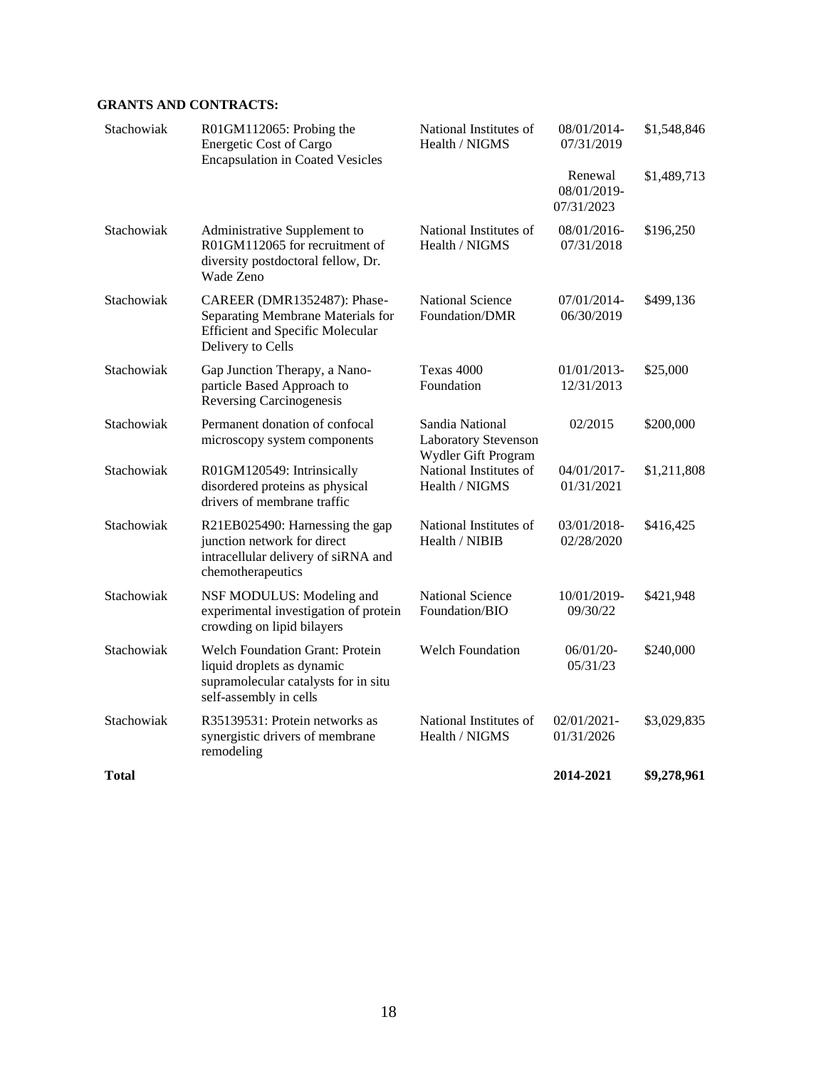**GRANTS AND CONTRACTS:**

| | | | | |
|---|---|---|---|---|
| Stachowiak | R01GM112065: Probing the Energetic Cost of Cargo Encapsulation in Coated Vesicles | National Institutes of Health / NIGMS | 08/01/2014-07/31/2019 | $1,548,846 |
| | | | Renewal 08/01/2019-07/31/2023 | $1,489,713 |
| Stachowiak | Administrative Supplement to R01GM112065 for recruitment of diversity postdoctoral fellow, Dr. Wade Zeno | National Institutes of Health / NIGMS | 08/01/2016-07/31/2018 | $196,250 |
| Stachowiak | CAREER (DMR1352487): Phase-Separating Membrane Materials for Efficient and Specific Molecular Delivery to Cells | National Science Foundation/DMR | 07/01/2014-06/30/2019 | $499,136 |
| Stachowiak | Gap Junction Therapy, a Nano-particle Based Approach to Reversing Carcinogenesis | Texas 4000 Foundation | 01/01/2013-12/31/2013 | $25,000 |
| Stachowiak | Permanent donation of confocal microscopy system components | Sandia National Laboratory Stevenson Wydler Gift Program | 02/2015 | $200,000 |
| Stachowiak | R01GM120549: Intrinsically disordered proteins as physical drivers of membrane traffic | National Institutes of Health / NIGMS | 04/01/2017-01/31/2021 | $1,211,808 |
| Stachowiak | R21EB025490: Harnessing the gap junction network for direct intracellular delivery of siRNA and chemotherapeutics | National Institutes of Health / NIBIB | 03/01/2018-02/28/2020 | $416,425 |
| Stachowiak | NSF MODULUS: Modeling and experimental investigation of protein crowding on lipid bilayers | National Science Foundation/BIO | 10/01/2019-09/30/22 | $421,948 |
| Stachowiak | Welch Foundation Grant: Protein liquid droplets as dynamic supramolecular catalysts for in situ self-assembly in cells | Welch Foundation | 06/01/20-05/31/23 | $240,000 |
| Stachowiak | R35139531: Protein networks as synergistic drivers of membrane remodeling | National Institutes of Health / NIGMS | 02/01/2021-01/31/2026 | $3,029,835 |
| **Total** | | | **2014-2021** | **$9,278,961** |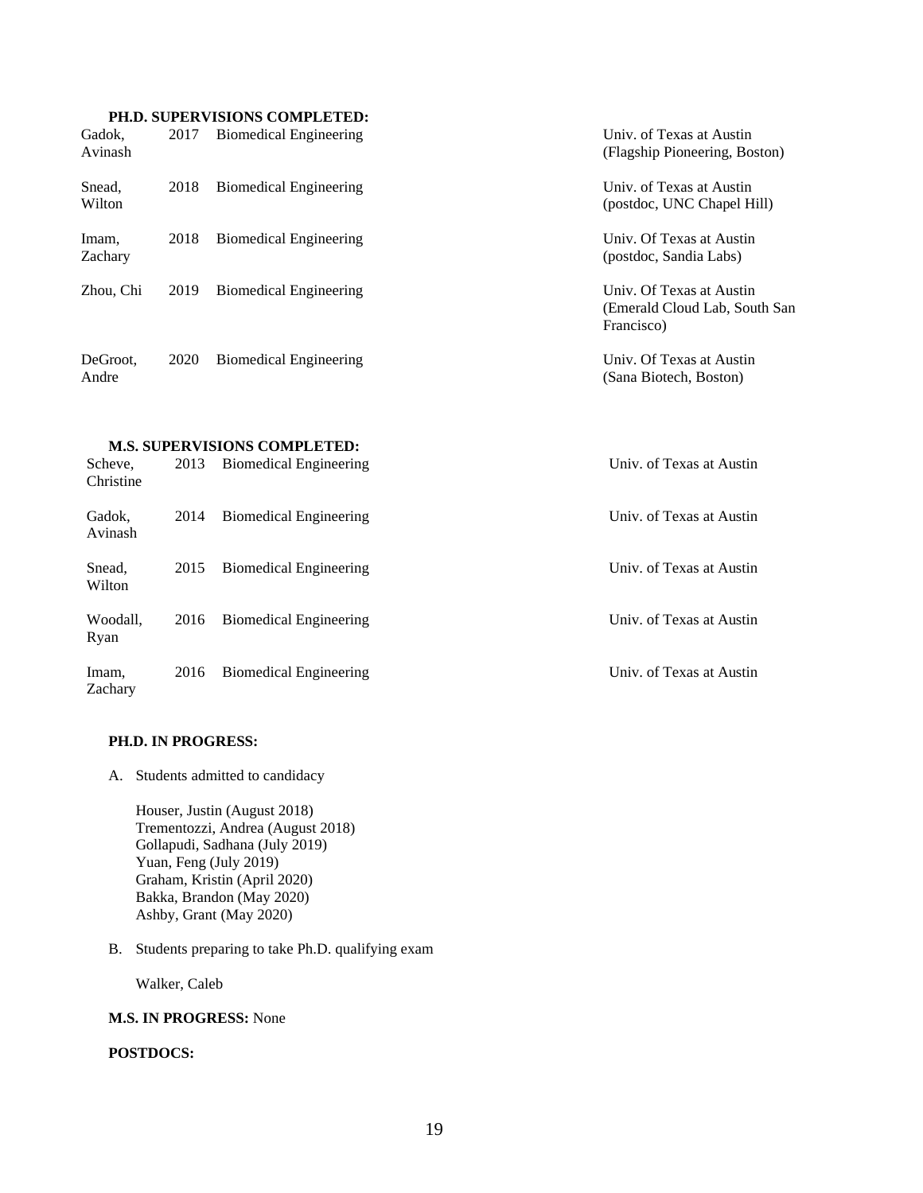**PH.D. SUPERVISIONS COMPLETED:**

| | | | |
|---|---|---|---|
| Gadok, Avinash | 2017 | Biomedical Engineering | Univ. of Texas at Austin (Flagship Pioneering, Boston) |
| Snead, Wilton | 2018 | Biomedical Engineering | Univ. of Texas at Austin (postdoc, UNC Chapel Hill) |
| Imam, Zachary | 2018 | Biomedical Engineering | Univ. Of Texas at Austin (postdoc, Sandia Labs) |
| Zhou, Chi | 2019 | Biomedical Engineering | Univ. Of Texas at Austin (Emerald Cloud Lab, South San Francisco) |
| DeGroot, Andre | 2020 | Biomedical Engineering | Univ. Of Texas at Austin (Sana Biotech, Boston) |

**M.S. SUPERVISIONS COMPLETED:**

| | | | |
|---|---|---|---|
| Scheve, Christine | 2013 | Biomedical Engineering | Univ. of Texas at Austin |
| Gadok, Avinash | 2014 | Biomedical Engineering | Univ. of Texas at Austin |
| Snead, Wilton | 2015 | Biomedical Engineering | Univ. of Texas at Austin |
| Woodall, Ryan | 2016 | Biomedical Engineering | Univ. of Texas at Austin |
| Imam, Zachary | 2016 | Biomedical Engineering | Univ. of Texas at Austin |

**PH.D. IN PROGRESS:**

A. Students admitted to candidacy

Houser, Justin (August 2018)
Trementozzi, Andrea (August 2018)
Gollapudi, Sadhana (July 2019)
Yuan, Feng (July 2019)
Graham, Kristin (April 2020)
Bakka, Brandon (May 2020)
Ashby, Grant (May 2020)

B. Students preparing to take Ph.D. qualifying exam

Walker, Caleb

**M.S. IN PROGRESS:** None

**POSTDOCS:**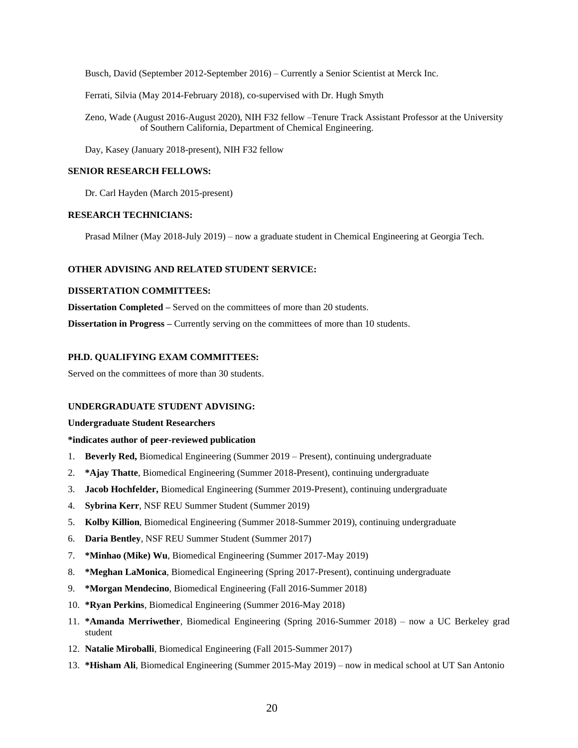Busch, David (September 2012-September 2016) – Currently a Senior Scientist at Merck Inc.

Ferrati, Silvia (May 2014-February 2018), co-supervised with Dr. Hugh Smyth

Zeno, Wade (August 2016-August 2020), NIH F32 fellow –Tenure Track Assistant Professor at the University of Southern California, Department of Chemical Engineering.

Day, Kasey (January 2018-present), NIH F32 fellow

**SENIOR RESEARCH FELLOWS:**

Dr. Carl Hayden (March 2015-present)

**RESEARCH TECHNICIANS:**

Prasad Milner (May 2018-July 2019) – now a graduate student in Chemical Engineering at Georgia Tech.

**OTHER ADVISING AND RELATED STUDENT SERVICE:**

**DISSERTATION COMMITTEES:**

**Dissertation Completed –** Served on the committees of more than 20 students.

**Dissertation in Progress –** Currently serving on the committees of more than 10 students.

**PH.D. QUALIFYING EXAM COMMITTEES:**

Served on the committees of more than 30 students.

**UNDERGRADUATE STUDENT ADVISING:**

**Undergraduate Student Researchers**

**\*indicates author of peer-reviewed publication**

1. **Beverly Red,** Biomedical Engineering (Summer 2019 – Present), continuing undergraduate
2. **\*Ajay Thatte**, Biomedical Engineering (Summer 2018-Present), continuing undergraduate
3. **Jacob Hochfelder,** Biomedical Engineering (Summer 2019-Present), continuing undergraduate
4. **Sybrina Kerr**, NSF REU Summer Student (Summer 2019)
5. **Kolby Killion**, Biomedical Engineering (Summer 2018-Summer 2019), continuing undergraduate
6. **Daria Bentley**, NSF REU Summer Student (Summer 2017)
7. **\*Minhao (Mike) Wu**, Biomedical Engineering (Summer 2017-May 2019)
8. **\*Meghan LaMonica**, Biomedical Engineering (Spring 2017-Present), continuing undergraduate
9. **\*Morgan Mendecino**, Biomedical Engineering (Fall 2016-Summer 2018)
10. **\*Ryan Perkins**, Biomedical Engineering (Summer 2016-May 2018)
11. **\*Amanda Merriwether**, Biomedical Engineering (Spring 2016-Summer 2018) – now a UC Berkeley grad student
12. **Natalie Miroballi**, Biomedical Engineering (Fall 2015-Summer 2017)
13. **\*Hisham Ali**, Biomedical Engineering (Summer 2015-May 2019) – now in medical school at UT San Antonio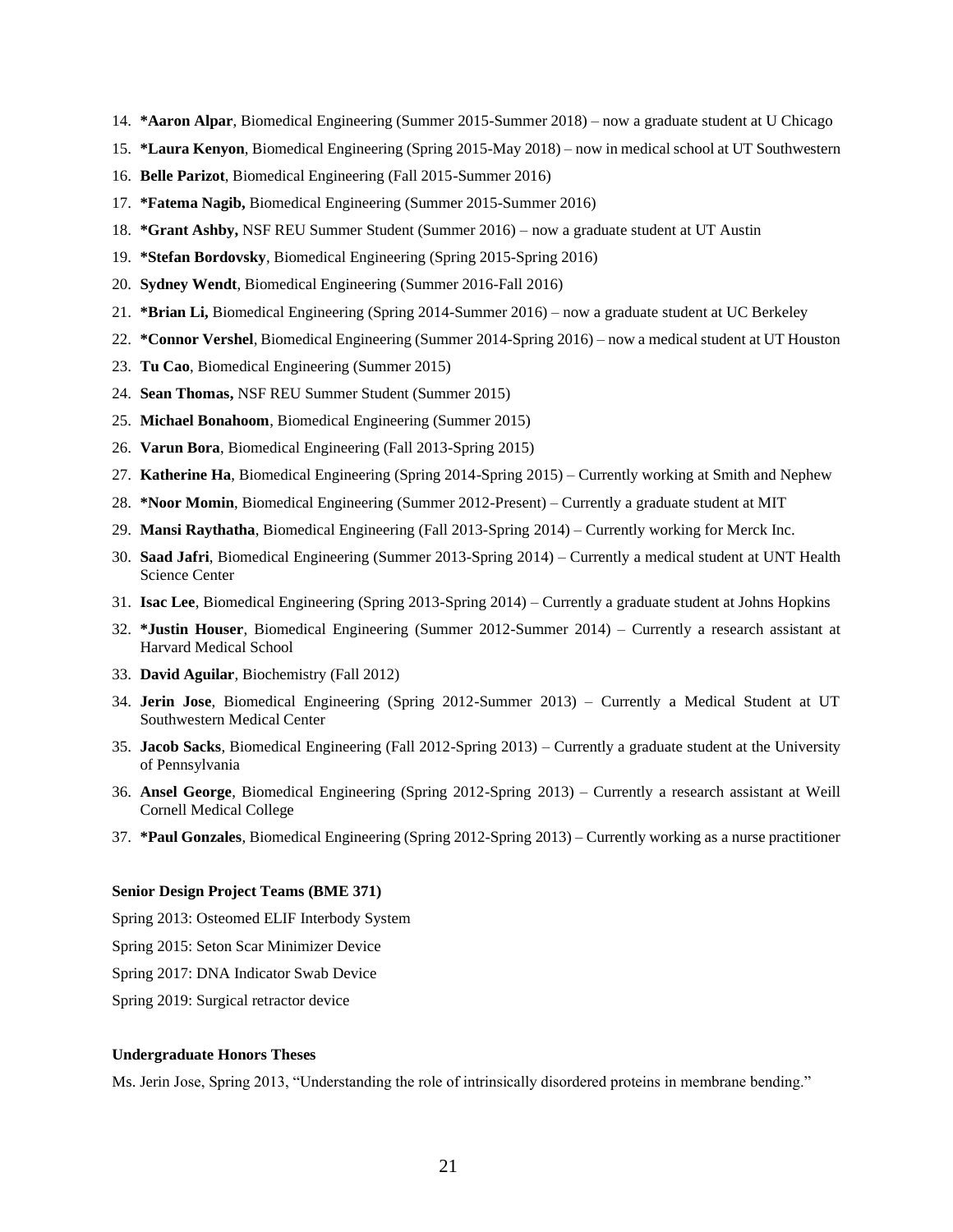14. **\*Aaron Alpar**, Biomedical Engineering (Summer 2015-Summer 2018) – now a graduate student at U Chicago
15. **\*Laura Kenyon**, Biomedical Engineering (Spring 2015-May 2018) – now in medical school at UT Southwestern
16. **Belle Parizot**, Biomedical Engineering (Fall 2015-Summer 2016)
17. **\*Fatema Nagib,** Biomedical Engineering (Summer 2015-Summer 2016)
18. **\*Grant Ashby,** NSF REU Summer Student (Summer 2016) – now a graduate student at UT Austin
19. **\*Stefan Bordovsky**, Biomedical Engineering (Spring 2015-Spring 2016)
20. **Sydney Wendt**, Biomedical Engineering (Summer 2016-Fall 2016)
21. **\*Brian Li,** Biomedical Engineering (Spring 2014-Summer 2016) – now a graduate student at UC Berkeley
22. **\*Connor Vershel**, Biomedical Engineering (Summer 2014-Spring 2016) – now a medical student at UT Houston
23. **Tu Cao**, Biomedical Engineering (Summer 2015)
24. **Sean Thomas,** NSF REU Summer Student (Summer 2015)
25. **Michael Bonahoom**, Biomedical Engineering (Summer 2015)
26. **Varun Bora**, Biomedical Engineering (Fall 2013-Spring 2015)
27. **Katherine Ha**, Biomedical Engineering (Spring 2014-Spring 2015) – Currently working at Smith and Nephew
28. **\*Noor Momin**, Biomedical Engineering (Summer 2012-Present) – Currently a graduate student at MIT
29. **Mansi Raythatha**, Biomedical Engineering (Fall 2013-Spring 2014) – Currently working for Merck Inc.
30. **Saad Jafri**, Biomedical Engineering (Summer 2013-Spring 2014) – Currently a medical student at UNT Health Science Center
31. **Isac Lee**, Biomedical Engineering (Spring 2013-Spring 2014) – Currently a graduate student at Johns Hopkins
32. **\*Justin Houser**, Biomedical Engineering (Summer 2012-Summer 2014) – Currently a research assistant at Harvard Medical School
33. **David Aguilar**, Biochemistry (Fall 2012)
34. **Jerin Jose**, Biomedical Engineering (Spring 2012-Summer 2013) – Currently a Medical Student at UT Southwestern Medical Center
35. **Jacob Sacks**, Biomedical Engineering (Fall 2012-Spring 2013) – Currently a graduate student at the University of Pennsylvania
36. **Ansel George**, Biomedical Engineering (Spring 2012-Spring 2013) – Currently a research assistant at Weill Cornell Medical College
37. **\*Paul Gonzales**, Biomedical Engineering (Spring 2012-Spring 2013) – Currently working as a nurse practitioner

**Senior Design Project Teams (BME 371)**

Spring 2013: Osteomed ELIF Interbody System

Spring 2015: Seton Scar Minimizer Device

Spring 2017: DNA Indicator Swab Device

Spring 2019: Surgical retractor device

**Undergraduate Honors Theses**

Ms. Jerin Jose, Spring 2013, "Understanding the role of intrinsically disordered proteins in membrane bending."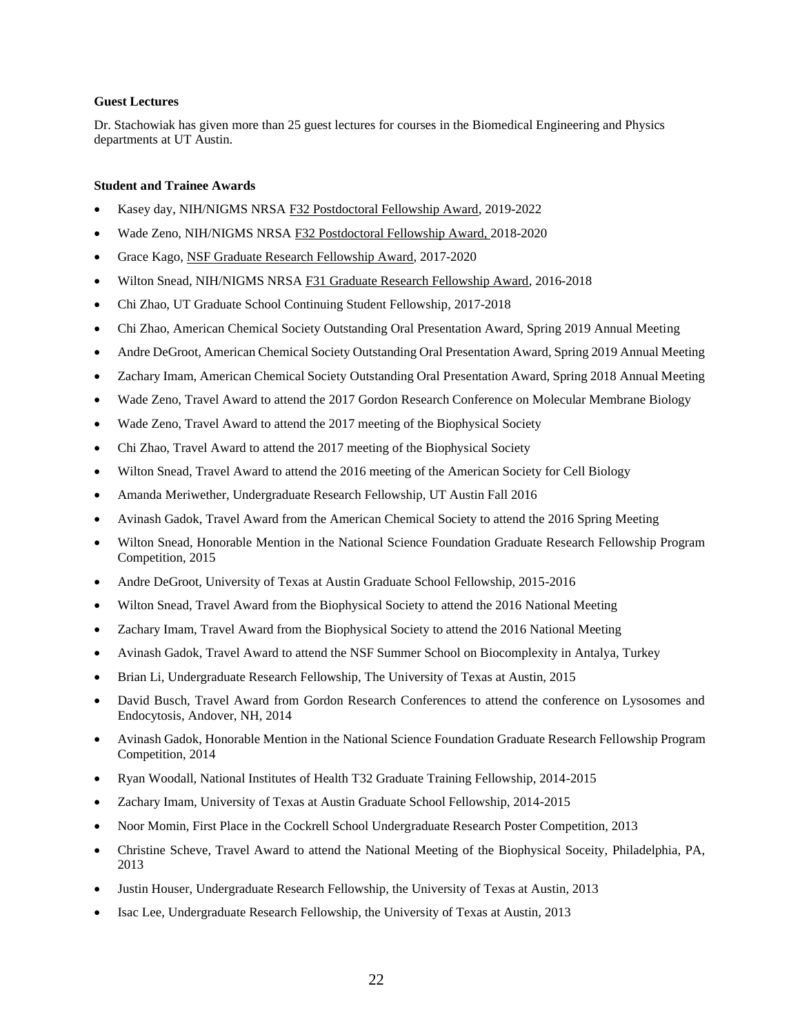**Guest Lectures**

Dr. Stachowiak has given more than 25 guest lectures for courses in the Biomedical Engineering and Physics departments at UT Austin.

**Student and Trainee Awards**

- Kasey day, NIH/NIGMS NRSA F32 Postdoctoral Fellowship Award, 2019-2022
- Wade Zeno, NIH/NIGMS NRSA F32 Postdoctoral Fellowship Award, 2018-2020
- Grace Kago, NSF Graduate Research Fellowship Award, 2017-2020
- Wilton Snead, NIH/NIGMS NRSA F31 Graduate Research Fellowship Award, 2016-2018
- Chi Zhao, UT Graduate School Continuing Student Fellowship, 2017-2018
- Chi Zhao, American Chemical Society Outstanding Oral Presentation Award, Spring 2019 Annual Meeting
- Andre DeGroot, American Chemical Society Outstanding Oral Presentation Award, Spring 2019 Annual Meeting
- Zachary Imam, American Chemical Society Outstanding Oral Presentation Award, Spring 2018 Annual Meeting
- Wade Zeno, Travel Award to attend the 2017 Gordon Research Conference on Molecular Membrane Biology
- Wade Zeno, Travel Award to attend the 2017 meeting of the Biophysical Society
- Chi Zhao, Travel Award to attend the 2017 meeting of the Biophysical Society
- Wilton Snead, Travel Award to attend the 2016 meeting of the American Society for Cell Biology
- Amanda Meriwether, Undergraduate Research Fellowship, UT Austin Fall 2016
- Avinash Gadok, Travel Award from the American Chemical Society to attend the 2016 Spring Meeting
- Wilton Snead, Honorable Mention in the National Science Foundation Graduate Research Fellowship Program Competition, 2015
- Andre DeGroot, University of Texas at Austin Graduate School Fellowship, 2015-2016
- Wilton Snead, Travel Award from the Biophysical Society to attend the 2016 National Meeting
- Zachary Imam, Travel Award from the Biophysical Society to attend the 2016 National Meeting
- Avinash Gadok, Travel Award to attend the NSF Summer School on Biocomplexity in Antalya, Turkey
- Brian Li, Undergraduate Research Fellowship, The University of Texas at Austin, 2015
- David Busch, Travel Award from Gordon Research Conferences to attend the conference on Lysosomes and Endocytosis, Andover, NH, 2014
- Avinash Gadok, Honorable Mention in the National Science Foundation Graduate Research Fellowship Program Competition, 2014
- Ryan Woodall, National Institutes of Health T32 Graduate Training Fellowship, 2014-2015
- Zachary Imam, University of Texas at Austin Graduate School Fellowship, 2014-2015
- Noor Momin, First Place in the Cockrell School Undergraduate Research Poster Competition, 2013
- Christine Scheve, Travel Award to attend the National Meeting of the Biophysical Soceity, Philadelphia, PA, 2013
- Justin Houser, Undergraduate Research Fellowship, the University of Texas at Austin, 2013
- Isac Lee, Undergraduate Research Fellowship, the University of Texas at Austin, 2013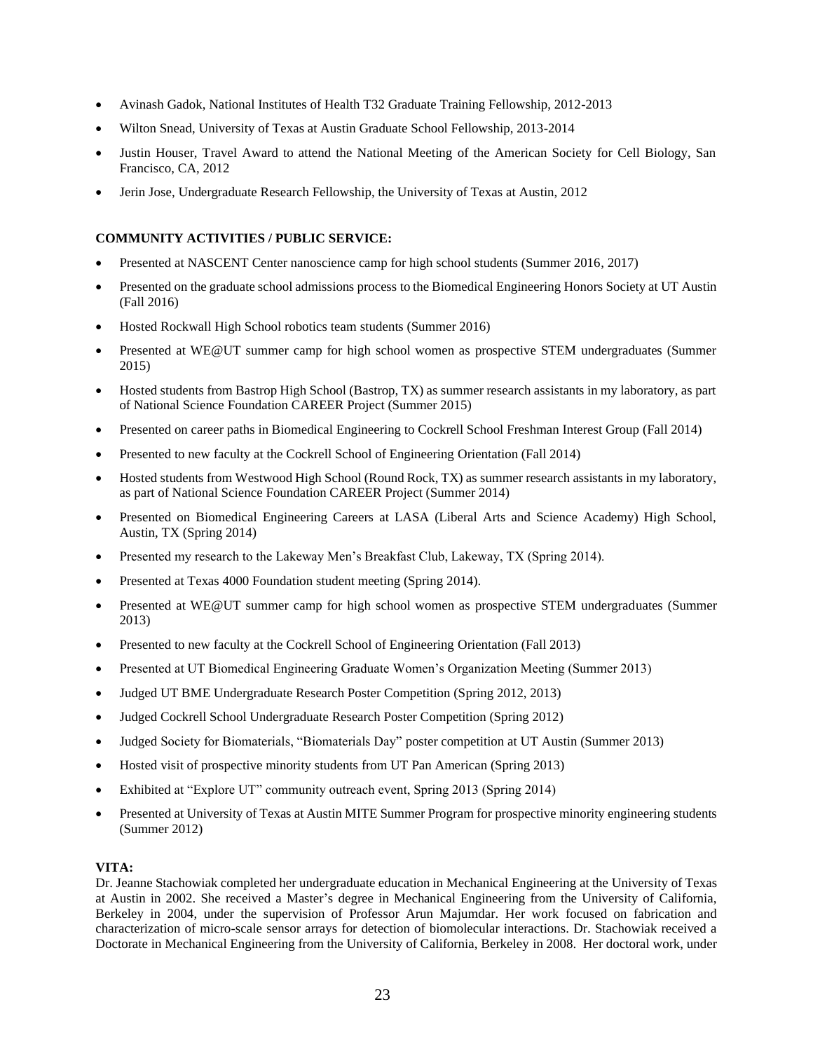- Avinash Gadok, National Institutes of Health T32 Graduate Training Fellowship, 2012-2013
- Wilton Snead, University of Texas at Austin Graduate School Fellowship, 2013-2014
- Justin Houser, Travel Award to attend the National Meeting of the American Society for Cell Biology, San Francisco, CA, 2012
- Jerin Jose, Undergraduate Research Fellowship, the University of Texas at Austin, 2012

**COMMUNITY ACTIVITIES / PUBLIC SERVICE:**

- Presented at NASCENT Center nanoscience camp for high school students (Summer 2016, 2017)
- Presented on the graduate school admissions process to the Biomedical Engineering Honors Society at UT Austin (Fall 2016)
- Hosted Rockwall High School robotics team students (Summer 2016)
- Presented at WE@UT summer camp for high school women as prospective STEM undergraduates (Summer 2015)
- Hosted students from Bastrop High School (Bastrop, TX) as summer research assistants in my laboratory, as part of National Science Foundation CAREER Project (Summer 2015)
- Presented on career paths in Biomedical Engineering to Cockrell School Freshman Interest Group (Fall 2014)
- Presented to new faculty at the Cockrell School of Engineering Orientation (Fall 2014)
- Hosted students from Westwood High School (Round Rock, TX) as summer research assistants in my laboratory, as part of National Science Foundation CAREER Project (Summer 2014)
- Presented on Biomedical Engineering Careers at LASA (Liberal Arts and Science Academy) High School, Austin, TX (Spring 2014)
- Presented my research to the Lakeway Men's Breakfast Club, Lakeway, TX (Spring 2014).
- Presented at Texas 4000 Foundation student meeting (Spring 2014).
- Presented at WE@UT summer camp for high school women as prospective STEM undergraduates (Summer 2013)
- Presented to new faculty at the Cockrell School of Engineering Orientation (Fall 2013)
- Presented at UT Biomedical Engineering Graduate Women's Organization Meeting (Summer 2013)
- Judged UT BME Undergraduate Research Poster Competition (Spring 2012, 2013)
- Judged Cockrell School Undergraduate Research Poster Competition (Spring 2012)
- Judged Society for Biomaterials, "Biomaterials Day" poster competition at UT Austin (Summer 2013)
- Hosted visit of prospective minority students from UT Pan American (Spring 2013)
- Exhibited at "Explore UT" community outreach event, Spring 2013 (Spring 2014)
- Presented at University of Texas at Austin MITE Summer Program for prospective minority engineering students (Summer 2012)

**VITA:**

Dr. Jeanne Stachowiak completed her undergraduate education in Mechanical Engineering at the University of Texas at Austin in 2002. She received a Master's degree in Mechanical Engineering from the University of California, Berkeley in 2004, under the supervision of Professor Arun Majumdar. Her work focused on fabrication and characterization of micro-scale sensor arrays for detection of biomolecular interactions. Dr. Stachowiak received a Doctorate in Mechanical Engineering from the University of California, Berkeley in 2008. Her doctoral work, under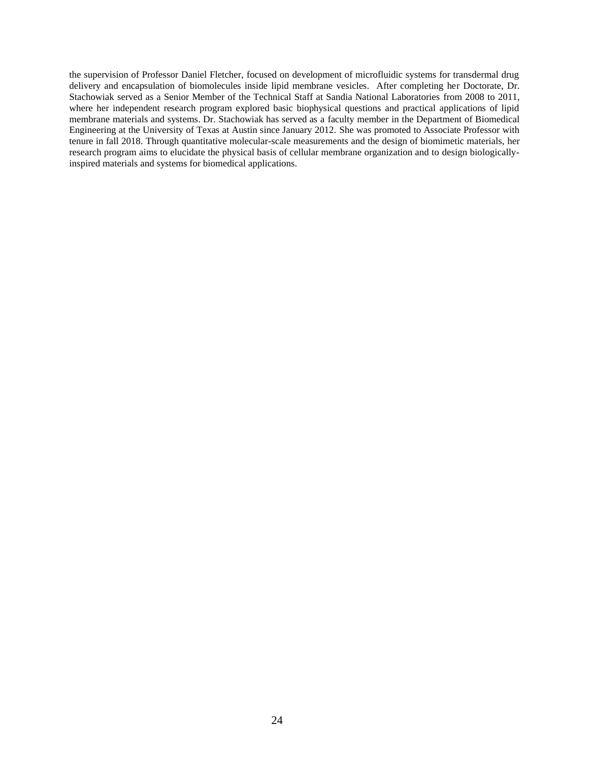the supervision of Professor Daniel Fletcher, focused on development of microfluidic systems for transdermal drug delivery and encapsulation of biomolecules inside lipid membrane vesicles. After completing her Doctorate, Dr. Stachowiak served as a Senior Member of the Technical Staff at Sandia National Laboratories from 2008 to 2011, where her independent research program explored basic biophysical questions and practical applications of lipid membrane materials and systems. Dr. Stachowiak has served as a faculty member in the Department of Biomedical Engineering at the University of Texas at Austin since January 2012. She was promoted to Associate Professor with tenure in fall 2018. Through quantitative molecular-scale measurements and the design of biomimetic materials, her research program aims to elucidate the physical basis of cellular membrane organization and to design biologically-inspired materials and systems for biomedical applications.